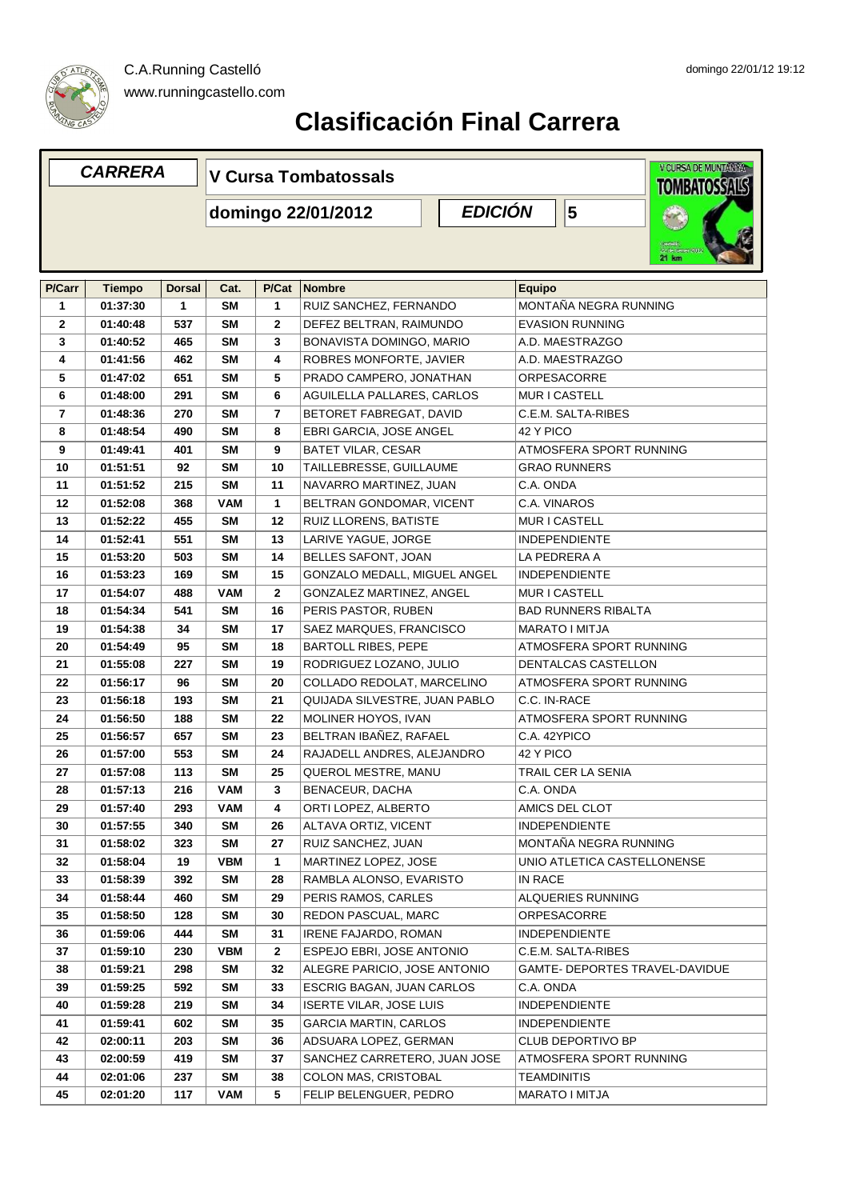C.A.Running Castelló

www.runningcastello.com

domingo 22/01/12 19:12

# Clasificación Final Carrera

| CARRERA | V Cursa Tombatossals |
|---|---|
| | domingo 22/01/2012 |
| EDICIÓN | 5 |

| P/Carr | Tiempo | Dorsal | Cat. | P/Cat | Nombre | Equipo |
|---|---|---|---|---|---|---|
| 1 | 01:37:30 | 1 | SM | 1 | RUIZ SANCHEZ, FERNANDO | MONTAÑA NEGRA RUNNING |
| 2 | 01:40:48 | 537 | SM | 2 | DEFEZ BELTRAN, RAIMUNDO | EVASION RUNNING |
| 3 | 01:40:52 | 465 | SM | 3 | BONAVISTA DOMINGO, MARIO | A.D. MAESTRAZGO |
| 4 | 01:41:56 | 462 | SM | 4 | ROBRES MONFORTE, JAVIER | A.D. MAESTRAZGO |
| 5 | 01:47:02 | 651 | SM | 5 | PRADO CAMPERO, JONATHAN | ORPESACORRE |
| 6 | 01:48:00 | 291 | SM | 6 | AGUILELLA PALLARES, CARLOS | MUR I CASTELL |
| 7 | 01:48:36 | 270 | SM | 7 | BETORET FABREGAT, DAVID | C.E.M. SALTA-RIBES |
| 8 | 01:48:54 | 490 | SM | 8 | EBRI GARCIA, JOSE ANGEL | 42 Y PICO |
| 9 | 01:49:41 | 401 | SM | 9 | BATET VILAR, CESAR | ATMOSFERA SPORT RUNNING |
| 10 | 01:51:51 | 92 | SM | 10 | TAILLEBRESSE, GUILLAUME | GRAO RUNNERS |
| 11 | 01:51:52 | 215 | SM | 11 | NAVARRO MARTINEZ, JUAN | C.A. ONDA |
| 12 | 01:52:08 | 368 | VAM | 1 | BELTRAN GONDOMAR, VICENT | C.A. VINAROS |
| 13 | 01:52:22 | 455 | SM | 12 | RUIZ LLORENS, BATISTE | MUR I CASTELL |
| 14 | 01:52:41 | 551 | SM | 13 | LARIVE YAGUE, JORGE | INDEPENDIENTE |
| 15 | 01:53:20 | 503 | SM | 14 | BELLES SAFONT, JOAN | LA PEDRERA A |
| 16 | 01:53:23 | 169 | SM | 15 | GONZALO MEDALL, MIGUEL ANGEL | INDEPENDIENTE |
| 17 | 01:54:07 | 488 | VAM | 2 | GONZALEZ MARTINEZ, ANGEL | MUR I CASTELL |
| 18 | 01:54:34 | 541 | SM | 16 | PERIS PASTOR, RUBEN | BAD RUNNERS RIBALTA |
| 19 | 01:54:38 | 34 | SM | 17 | SAEZ MARQUES, FRANCISCO | MARATO I MITJA |
| 20 | 01:54:49 | 95 | SM | 18 | BARTOLL RIBES, PEPE | ATMOSFERA SPORT RUNNING |
| 21 | 01:55:08 | 227 | SM | 19 | RODRIGUEZ LOZANO, JULIO | DENTALCAS CASTELLON |
| 22 | 01:56:17 | 96 | SM | 20 | COLLADO REDOLAT, MARCELINO | ATMOSFERA SPORT RUNNING |
| 23 | 01:56:18 | 193 | SM | 21 | QUIJADA SILVESTRE, JUAN PABLO | C.C. IN-RACE |
| 24 | 01:56:50 | 188 | SM | 22 | MOLINER HOYOS, IVAN | ATMOSFERA SPORT RUNNING |
| 25 | 01:56:57 | 657 | SM | 23 | BELTRAN IBAÑEZ, RAFAEL | C.A. 42YPICO |
| 26 | 01:57:00 | 553 | SM | 24 | RAJADELL ANDRES, ALEJANDRO | 42 Y PICO |
| 27 | 01:57:08 | 113 | SM | 25 | QUEROL MESTRE, MANU | TRAIL CER LA SENIA |
| 28 | 01:57:13 | 216 | VAM | 3 | BENACEUR, DACHA | C.A. ONDA |
| 29 | 01:57:40 | 293 | VAM | 4 | ORTI LOPEZ, ALBERTO | AMICS DEL CLOT |
| 30 | 01:57:55 | 340 | SM | 26 | ALTAVA ORTIZ, VICENT | INDEPENDIENTE |
| 31 | 01:58:02 | 323 | SM | 27 | RUIZ SANCHEZ, JUAN | MONTAÑA NEGRA RUNNING |
| 32 | 01:58:04 | 19 | VBM | 1 | MARTINEZ LOPEZ, JOSE | UNIO ATLETICA CASTELLONENSE |
| 33 | 01:58:39 | 392 | SM | 28 | RAMBLA ALONSO, EVARISTO | IN RACE |
| 34 | 01:58:44 | 460 | SM | 29 | PERIS RAMOS, CARLES | ALQUERIES RUNNING |
| 35 | 01:58:50 | 128 | SM | 30 | REDON PASCUAL, MARC | ORPESACORRE |
| 36 | 01:59:06 | 444 | SM | 31 | IRENE FAJARDO, ROMAN | INDEPENDIENTE |
| 37 | 01:59:10 | 230 | VBM | 2 | ESPEJO EBRI, JOSE ANTONIO | C.E.M. SALTA-RIBES |
| 38 | 01:59:21 | 298 | SM | 32 | ALEGRE PARICIO, JOSE ANTONIO | GAMTE- DEPORTES TRAVEL-DAVIDUE |
| 39 | 01:59:25 | 592 | SM | 33 | ESCRIG BAGAN, JUAN CARLOS | C.A. ONDA |
| 40 | 01:59:28 | 219 | SM | 34 | ISERTE VILAR, JOSE LUIS | INDEPENDIENTE |
| 41 | 01:59:41 | 602 | SM | 35 | GARCIA MARTIN, CARLOS | INDEPENDIENTE |
| 42 | 02:00:11 | 203 | SM | 36 | ADSUARA LOPEZ, GERMAN | CLUB DEPORTIVO BP |
| 43 | 02:00:59 | 419 | SM | 37 | SANCHEZ CARRETERO, JUAN JOSE | ATMOSFERA SPORT RUNNING |
| 44 | 02:01:06 | 237 | SM | 38 | COLON MAS, CRISTOBAL | TEAMDINITIS |
| 45 | 02:01:20 | 117 | VAM | 5 | FELIP BELENGUER, PEDRO | MARATO I MITJA |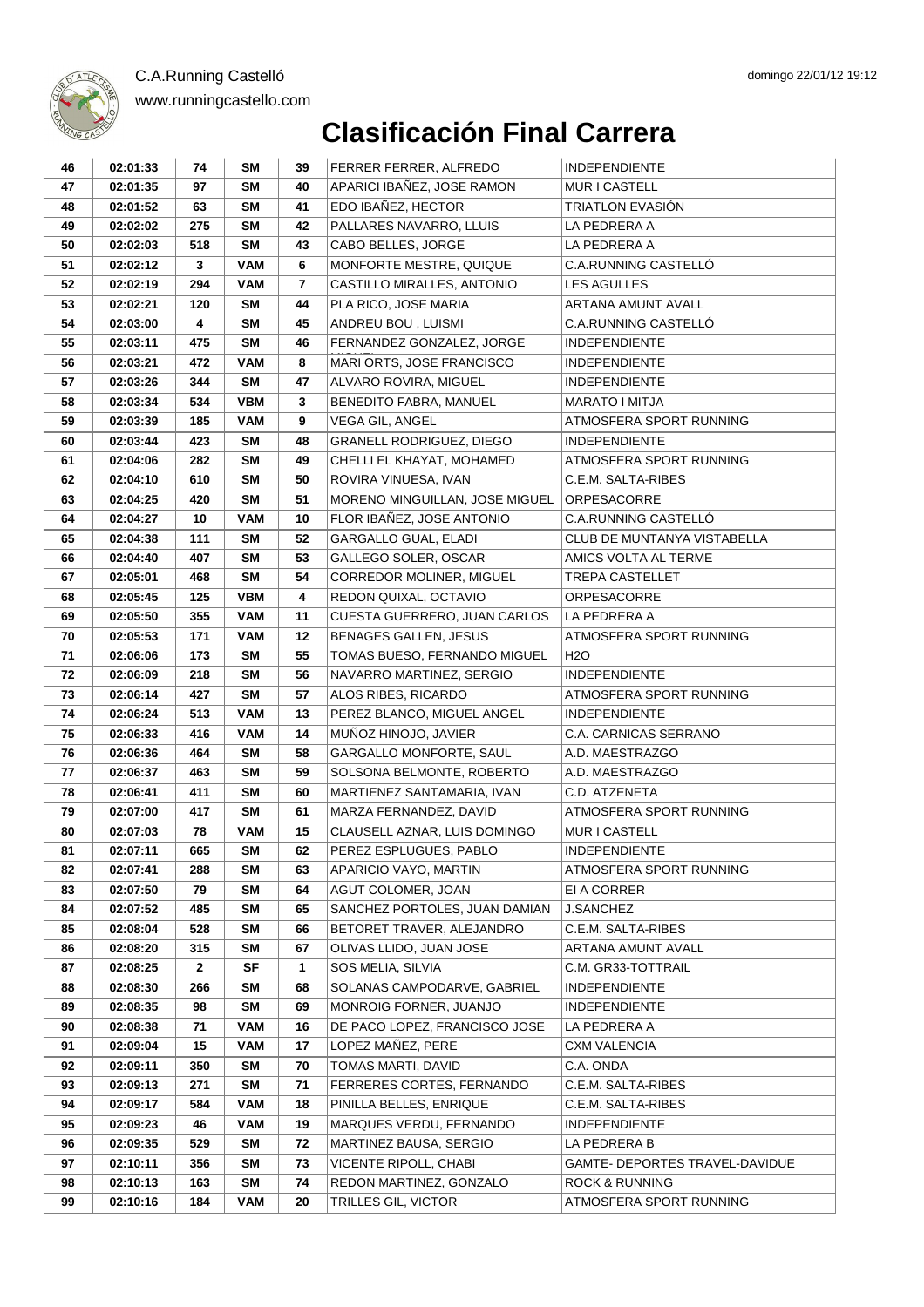# Clasificación Final Carrera

| | | | | | | |
|---|---|---|---|---|---|---|
| 46 | 02:01:33 | 74 | SM | 39 | FERRER FERRER, ALFREDO | INDEPENDIENTE |
| 47 | 02:01:35 | 97 | SM | 40 | APARICI IBAÑEZ, JOSE RAMON | MUR I CASTELL |
| 48 | 02:01:52 | 63 | SM | 41 | EDO IBAÑEZ, HECTOR | TRIATLON EVASIÓN |
| 49 | 02:02:02 | 275 | SM | 42 | PALLARES NAVARRO, LLUIS | LA PEDRERA A |
| 50 | 02:02:03 | 518 | SM | 43 | CABO BELLES, JORGE | LA PEDRERA A |
| 51 | 02:02:12 | 3 | VAM | 6 | MONFORTE MESTRE, QUIQUE | C.A.RUNNING CASTELLÓ |
| 52 | 02:02:19 | 294 | VAM | 7 | CASTILLO MIRALLES, ANTONIO | LES AGULLES |
| 53 | 02:02:21 | 120 | SM | 44 | PLA RICO, JOSE MARIA | ARTANA AMUNT AVALL |
| 54 | 02:03:00 | 4 | SM | 45 | ANDREU BOU , LUISMI | C.A.RUNNING CASTELLÓ |
| 55 | 02:03:11 | 475 | SM | 46 | FERNANDEZ GONZALEZ, JORGE | INDEPENDIENTE |
| 56 | 02:03:21 | 472 | VAM | 8 | MARI ORTS, JOSE FRANCISCO | INDEPENDIENTE |
| 57 | 02:03:26 | 344 | SM | 47 | ALVARO ROVIRA, MIGUEL | INDEPENDIENTE |
| 58 | 02:03:34 | 534 | VBM | 3 | BENEDITO FABRA, MANUEL | MARATO I MITJA |
| 59 | 02:03:39 | 185 | VAM | 9 | VEGA GIL, ANGEL | ATMOSFERA SPORT RUNNING |
| 60 | 02:03:44 | 423 | SM | 48 | GRANELL RODRIGUEZ, DIEGO | INDEPENDIENTE |
| 61 | 02:04:06 | 282 | SM | 49 | CHELLI EL KHAYAT, MOHAMED | ATMOSFERA SPORT RUNNING |
| 62 | 02:04:10 | 610 | SM | 50 | ROVIRA VINUESA, IVAN | C.E.M. SALTA-RIBES |
| 63 | 02:04:25 | 420 | SM | 51 | MORENO MINGUILLAN, JOSE MIGUEL | ORPESACORRE |
| 64 | 02:04:27 | 10 | VAM | 10 | FLOR IBAÑEZ, JOSE ANTONIO | C.A.RUNNING CASTELLÓ |
| 65 | 02:04:38 | 111 | SM | 52 | GARGALLO GUAL, ELADI | CLUB DE MUNTANYA VISTABELLA |
| 66 | 02:04:40 | 407 | SM | 53 | GALLEGO SOLER, OSCAR | AMICS VOLTA AL TERME |
| 67 | 02:05:01 | 468 | SM | 54 | CORREDOR MOLINER, MIGUEL | TREPA CASTELLET |
| 68 | 02:05:45 | 125 | VBM | 4 | REDON QUIXAL, OCTAVIO | ORPESACORRE |
| 69 | 02:05:50 | 355 | VAM | 11 | CUESTA GUERRERO, JUAN CARLOS | LA PEDRERA A |
| 70 | 02:05:53 | 171 | VAM | 12 | BENAGES GALLEN, JESUS | ATMOSFERA SPORT RUNNING |
| 71 | 02:06:06 | 173 | SM | 55 | TOMAS BUESO, FERNANDO MIGUEL | H2O |
| 72 | 02:06:09 | 218 | SM | 56 | NAVARRO MARTINEZ, SERGIO | INDEPENDIENTE |
| 73 | 02:06:14 | 427 | SM | 57 | ALOS RIBES, RICARDO | ATMOSFERA SPORT RUNNING |
| 74 | 02:06:24 | 513 | VAM | 13 | PEREZ BLANCO, MIGUEL ANGEL | INDEPENDIENTE |
| 75 | 02:06:33 | 416 | VAM | 14 | MUÑOZ HINOJO, JAVIER | C.A. CARNICAS SERRANO |
| 76 | 02:06:36 | 464 | SM | 58 | GARGALLO MONFORTE, SAUL | A.D. MAESTRAZGO |
| 77 | 02:06:37 | 463 | SM | 59 | SOLSONA BELMONTE, ROBERTO | A.D. MAESTRAZGO |
| 78 | 02:06:41 | 411 | SM | 60 | MARTIENEZ SANTAMARIA, IVAN | C.D. ATZENETA |
| 79 | 02:07:00 | 417 | SM | 61 | MARZA FERNANDEZ, DAVID | ATMOSFERA SPORT RUNNING |
| 80 | 02:07:03 | 78 | VAM | 15 | CLAUSELL AZNAR, LUIS DOMINGO | MUR I CASTELL |
| 81 | 02:07:11 | 665 | SM | 62 | PEREZ ESPLUGUES, PABLO | INDEPENDIENTE |
| 82 | 02:07:41 | 288 | SM | 63 | APARICIO VAYO, MARTIN | ATMOSFERA SPORT RUNNING |
| 83 | 02:07:50 | 79 | SM | 64 | AGUT COLOMER, JOAN | EI A CORRER |
| 84 | 02:07:52 | 485 | SM | 65 | SANCHEZ PORTOLES, JUAN DAMIAN | J.SANCHEZ |
| 85 | 02:08:04 | 528 | SM | 66 | BETORET TRAVER, ALEJANDRO | C.E.M. SALTA-RIBES |
| 86 | 02:08:20 | 315 | SM | 67 | OLIVAS LLIDO, JUAN JOSE | ARTANA AMUNT AVALL |
| 87 | 02:08:25 | 2 | SF | 1 | SOS MELIA, SILVIA | C.M. GR33-TOTTRAIL |
| 88 | 02:08:30 | 266 | SM | 68 | SOLANAS CAMPODARVE, GABRIEL | INDEPENDIENTE |
| 89 | 02:08:35 | 98 | SM | 69 | MONROIG FORNER, JUANJO | INDEPENDIENTE |
| 90 | 02:08:38 | 71 | VAM | 16 | DE PACO LOPEZ, FRANCISCO JOSE | LA PEDRERA A |
| 91 | 02:09:04 | 15 | VAM | 17 | LOPEZ MAÑEZ, PERE | CXM VALENCIA |
| 92 | 02:09:11 | 350 | SM | 70 | TOMAS MARTI, DAVID | C.A. ONDA |
| 93 | 02:09:13 | 271 | SM | 71 | FERRERES CORTES, FERNANDO | C.E.M. SALTA-RIBES |
| 94 | 02:09:17 | 584 | VAM | 18 | PINILLA BELLES, ENRIQUE | C.E.M. SALTA-RIBES |
| 95 | 02:09:23 | 46 | VAM | 19 | MARQUES VERDU, FERNANDO | INDEPENDIENTE |
| 96 | 02:09:35 | 529 | SM | 72 | MARTINEZ BAUSA, SERGIO | LA PEDRERA B |
| 97 | 02:10:11 | 356 | SM | 73 | VICENTE RIPOLL, CHABI | GAMTE- DEPORTES TRAVEL-DAVIDUE |
| 98 | 02:10:13 | 163 | SM | 74 | REDON MARTINEZ, GONZALO | ROCK & RUNNING |
| 99 | 02:10:16 | 184 | VAM | 20 | TRILLES GIL, VICTOR | ATMOSFERA SPORT RUNNING |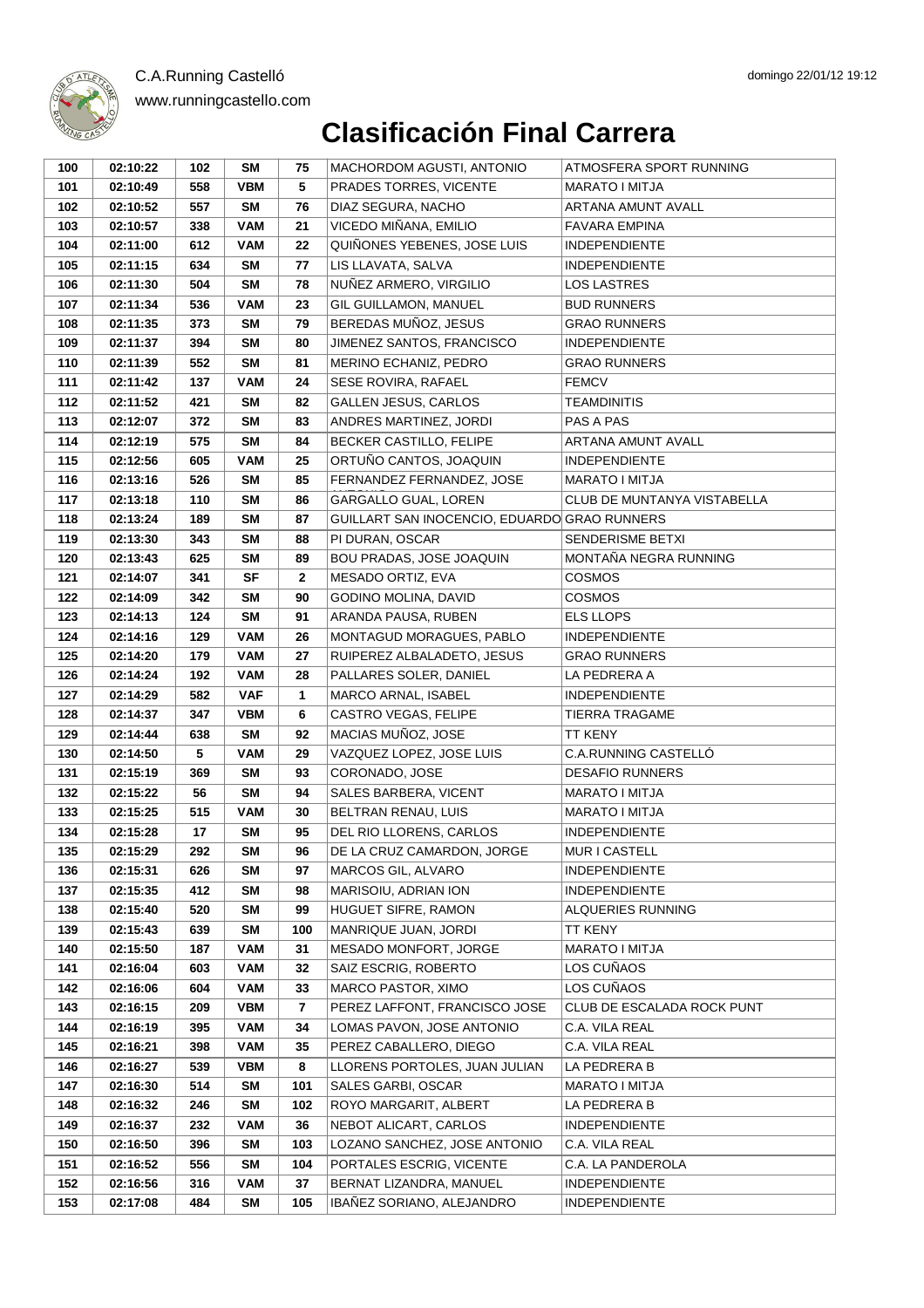C.A.Running Castelló

www.runningcastello.com

domingo 22/01/12 19:12

# Clasificación Final Carrera

| | | | | | | |
|---|---|---|---|---|---|---|
| 100 | 02:10:22 | 102 | SM | 75 | MACHORDOM AGUSTI, ANTONIO | ATMOSFERA SPORT RUNNING |
| 101 | 02:10:49 | 558 | VBM | 5 | PRADES TORRES, VICENTE | MARATO I MITJA |
| 102 | 02:10:52 | 557 | SM | 76 | DIAZ SEGURA, NACHO | ARTANA AMUNT AVALL |
| 103 | 02:10:57 | 338 | VAM | 21 | VICEDO MIÑANA, EMILIO | FAVARA EMPINA |
| 104 | 02:11:00 | 612 | VAM | 22 | QUIÑONES YEBENES, JOSE LUIS | INDEPENDIENTE |
| 105 | 02:11:15 | 634 | SM | 77 | LIS LLAVATA, SALVA | INDEPENDIENTE |
| 106 | 02:11:30 | 504 | SM | 78 | NUÑEZ ARMERO, VIRGILIO | LOS LASTRES |
| 107 | 02:11:34 | 536 | VAM | 23 | GIL GUILLAMON, MANUEL | BUD RUNNERS |
| 108 | 02:11:35 | 373 | SM | 79 | BEREDAS MUÑOZ, JESUS | GRAO RUNNERS |
| 109 | 02:11:37 | 394 | SM | 80 | JIMENEZ SANTOS, FRANCISCO | INDEPENDIENTE |
| 110 | 02:11:39 | 552 | SM | 81 | MERINO ECHANIZ, PEDRO | GRAO RUNNERS |
| 111 | 02:11:42 | 137 | VAM | 24 | SESE ROVIRA, RAFAEL | FEMCV |
| 112 | 02:11:52 | 421 | SM | 82 | GALLEN JESUS, CARLOS | TEAMDINITIS |
| 113 | 02:12:07 | 372 | SM | 83 | ANDRES MARTINEZ, JORDI | PAS A PAS |
| 114 | 02:12:19 | 575 | SM | 84 | BECKER CASTILLO, FELIPE | ARTANA AMUNT AVALL |
| 115 | 02:12:56 | 605 | VAM | 25 | ORTUÑO CANTOS, JOAQUIN | INDEPENDIENTE |
| 116 | 02:13:16 | 526 | SM | 85 | FERNANDEZ FERNANDEZ, JOSE | MARATO I MITJA |
| 117 | 02:13:18 | 110 | SM | 86 | GARGALLO GUAL, LOREN | CLUB DE MUNTANYA VISTABELLA |
| 118 | 02:13:24 | 189 | SM | 87 | GUILLART SAN INOCENCIO, EDUARDO | GRAO RUNNERS |
| 119 | 02:13:30 | 343 | SM | 88 | PI DURAN, OSCAR | SENDERISME BETXI |
| 120 | 02:13:43 | 625 | SM | 89 | BOU PRADAS, JOSE JOAQUIN | MONTAÑA NEGRA RUNNING |
| 121 | 02:14:07 | 341 | SF | 2 | MESADO ORTIZ, EVA | COSMOS |
| 122 | 02:14:09 | 342 | SM | 90 | GODINO MOLINA, DAVID | COSMOS |
| 123 | 02:14:13 | 124 | SM | 91 | ARANDA PAUSA, RUBEN | ELS LLOPS |
| 124 | 02:14:16 | 129 | VAM | 26 | MONTAGUD MORAGUES, PABLO | INDEPENDIENTE |
| 125 | 02:14:20 | 179 | VAM | 27 | RUIPEREZ ALBALADETO, JESUS | GRAO RUNNERS |
| 126 | 02:14:24 | 192 | VAM | 28 | PALLARES SOLER, DANIEL | LA PEDRERA A |
| 127 | 02:14:29 | 582 | VAF | 1 | MARCO ARNAL, ISABEL | INDEPENDIENTE |
| 128 | 02:14:37 | 347 | VBM | 6 | CASTRO VEGAS, FELIPE | TIERRA TRAGAME |
| 129 | 02:14:44 | 638 | SM | 92 | MACIAS MUÑOZ, JOSE | TT KENY |
| 130 | 02:14:50 | 5 | VAM | 29 | VAZQUEZ LOPEZ, JOSE LUIS | C.A.RUNNING CASTELLÓ |
| 131 | 02:15:19 | 369 | SM | 93 | CORONADO, JOSE | DESAFIO RUNNERS |
| 132 | 02:15:22 | 56 | SM | 94 | SALES BARBERA, VICENT | MARATO I MITJA |
| 133 | 02:15:25 | 515 | VAM | 30 | BELTRAN RENAU, LUIS | MARATO I MITJA |
| 134 | 02:15:28 | 17 | SM | 95 | DEL RIO LLORENS, CARLOS | INDEPENDIENTE |
| 135 | 02:15:29 | 292 | SM | 96 | DE LA CRUZ CAMARDON, JORGE | MUR I CASTELL |
| 136 | 02:15:31 | 626 | SM | 97 | MARCOS GIL, ALVARO | INDEPENDIENTE |
| 137 | 02:15:35 | 412 | SM | 98 | MARISOIU, ADRIAN ION | INDEPENDIENTE |
| 138 | 02:15:40 | 520 | SM | 99 | HUGUET SIFRE, RAMON | ALQUERIES RUNNING |
| 139 | 02:15:43 | 639 | SM | 100 | MANRIQUE JUAN, JORDI | TT KENY |
| 140 | 02:15:50 | 187 | VAM | 31 | MESADO MONFORT, JORGE | MARATO I MITJA |
| 141 | 02:16:04 | 603 | VAM | 32 | SAIZ ESCRIG, ROBERTO | LOS CUÑAOS |
| 142 | 02:16:06 | 604 | VAM | 33 | MARCO PASTOR, XIMO | LOS CUÑAOS |
| 143 | 02:16:15 | 209 | VBM | 7 | PEREZ LAFFONT, FRANCISCO JOSE | CLUB DE ESCALADA ROCK PUNT |
| 144 | 02:16:19 | 395 | VAM | 34 | LOMAS PAVON, JOSE ANTONIO | C.A. VILA REAL |
| 145 | 02:16:21 | 398 | VAM | 35 | PEREZ CABALLERO, DIEGO | C.A. VILA REAL |
| 146 | 02:16:27 | 539 | VBM | 8 | LLORENS PORTOLES, JUAN JULIAN | LA PEDRERA B |
| 147 | 02:16:30 | 514 | SM | 101 | SALES GARBI, OSCAR | MARATO I MITJA |
| 148 | 02:16:32 | 246 | SM | 102 | ROYO MARGARIT, ALBERT | LA PEDRERA B |
| 149 | 02:16:37 | 232 | VAM | 36 | NEBOT ALICART, CARLOS | INDEPENDIENTE |
| 150 | 02:16:50 | 396 | SM | 103 | LOZANO SANCHEZ, JOSE ANTONIO | C.A. VILA REAL |
| 151 | 02:16:52 | 556 | SM | 104 | PORTALES ESCRIG, VICENTE | C.A. LA PANDEROLA |
| 152 | 02:16:56 | 316 | VAM | 37 | BERNAT LIZANDRA, MANUEL | INDEPENDIENTE |
| 153 | 02:17:08 | 484 | SM | 105 | IBAÑEZ SORIANO, ALEJANDRO | INDEPENDIENTE |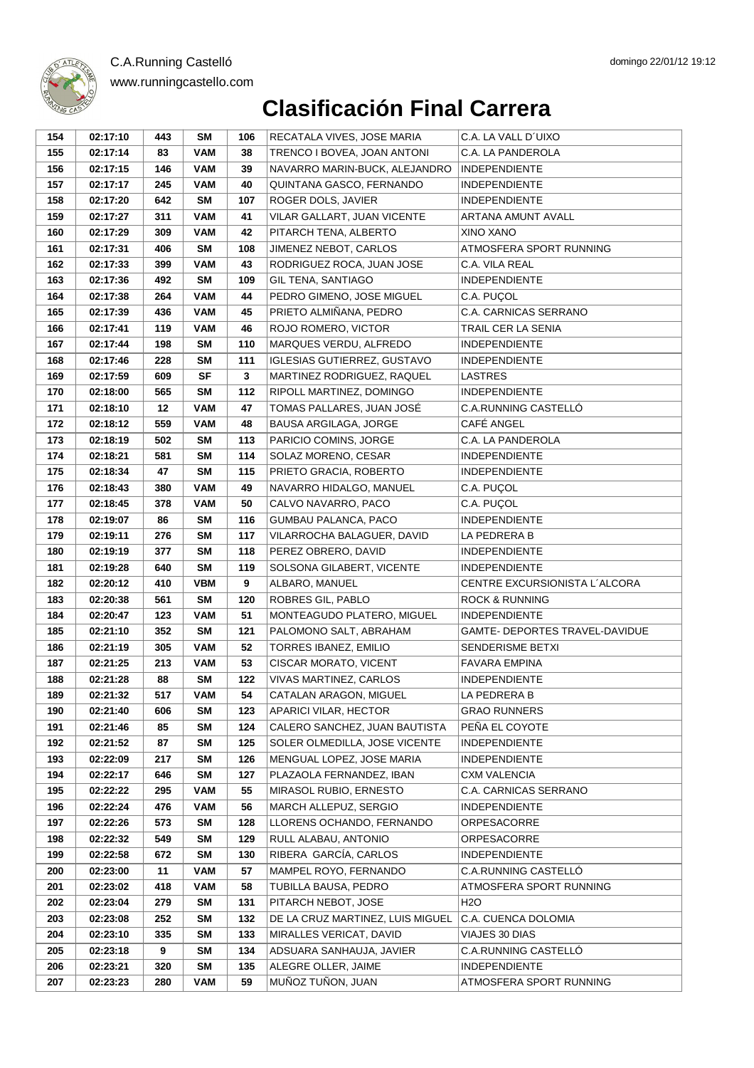C.A.Running Castelló

www.runningcastello.com

domingo 22/01/12 19:12

# Clasificación Final Carrera

| 154 | 02:17:10 | 443 | SM | 106 | RECATALA VIVES, JOSE MARIA | C.A. LA VALL D´UIXO |
|---|---|---|---|---|---|---|
| 155 | 02:17:14 | 83 | VAM | 38 | TRENCO I BOVEA, JOAN ANTONI | C.A. LA PANDEROLA |
| 156 | 02:17:15 | 146 | VAM | 39 | NAVARRO MARIN-BUCK, ALEJANDRO | INDEPENDIENTE |
| 157 | 02:17:17 | 245 | VAM | 40 | QUINTANA GASCO, FERNANDO | INDEPENDIENTE |
| 158 | 02:17:20 | 642 | SM | 107 | ROGER DOLS, JAVIER | INDEPENDIENTE |
| 159 | 02:17:27 | 311 | VAM | 41 | VILAR GALLART, JUAN VICENTE | ARTANA AMUNT AVALL |
| 160 | 02:17:29 | 309 | VAM | 42 | PITARCH TENA, ALBERTO | XINO XANO |
| 161 | 02:17:31 | 406 | SM | 108 | JIMENEZ NEBOT, CARLOS | ATMOSFERA SPORT RUNNING |
| 162 | 02:17:33 | 399 | VAM | 43 | RODRIGUEZ ROCA, JUAN JOSE | C.A. VILA REAL |
| 163 | 02:17:36 | 492 | SM | 109 | GIL TENA, SANTIAGO | INDEPENDIENTE |
| 164 | 02:17:38 | 264 | VAM | 44 | PEDRO GIMENO, JOSE MIGUEL | C.A. PUÇOL |
| 165 | 02:17:39 | 436 | VAM | 45 | PRIETO ALMIÑANA, PEDRO | C.A. CARNICAS SERRANO |
| 166 | 02:17:41 | 119 | VAM | 46 | ROJO ROMERO, VICTOR | TRAIL CER LA SENIA |
| 167 | 02:17:44 | 198 | SM | 110 | MARQUES VERDU, ALFREDO | INDEPENDIENTE |
| 168 | 02:17:46 | 228 | SM | 111 | IGLESIAS GUTIERREZ, GUSTAVO | INDEPENDIENTE |
| 169 | 02:17:59 | 609 | SF | 3 | MARTINEZ RODRIGUEZ, RAQUEL | LASTRES |
| 170 | 02:18:00 | 565 | SM | 112 | RIPOLL MARTINEZ, DOMINGO | INDEPENDIENTE |
| 171 | 02:18:10 | 12 | VAM | 47 | TOMAS PALLARES, JUAN JOSÉ | C.A.RUNNING CASTELLÓ |
| 172 | 02:18:12 | 559 | VAM | 48 | BAUSA ARGILAGA, JORGE | CAFÉ ANGEL |
| 173 | 02:18:19 | 502 | SM | 113 | PARICIO COMINS, JORGE | C.A. LA PANDEROLA |
| 174 | 02:18:21 | 581 | SM | 114 | SOLAZ MORENO, CESAR | INDEPENDIENTE |
| 175 | 02:18:34 | 47 | SM | 115 | PRIETO GRACIA, ROBERTO | INDEPENDIENTE |
| 176 | 02:18:43 | 380 | VAM | 49 | NAVARRO HIDALGO, MANUEL | C.A. PUÇOL |
| 177 | 02:18:45 | 378 | VAM | 50 | CALVO NAVARRO, PACO | C.A. PUÇOL |
| 178 | 02:19:07 | 86 | SM | 116 | GUMBAU PALANCA, PACO | INDEPENDIENTE |
| 179 | 02:19:11 | 276 | SM | 117 | VILARROCHA BALAGUER, DAVID | LA PEDRERA B |
| 180 | 02:19:19 | 377 | SM | 118 | PEREZ OBRERO, DAVID | INDEPENDIENTE |
| 181 | 02:19:28 | 640 | SM | 119 | SOLSONA GILABERT, VICENTE | INDEPENDIENTE |
| 182 | 02:20:12 | 410 | VBM | 9 | ALBARO, MANUEL | CENTRE EXCURSIONISTA L´ALCORA |
| 183 | 02:20:38 | 561 | SM | 120 | ROBRES GIL, PABLO | ROCK & RUNNING |
| 184 | 02:20:47 | 123 | VAM | 51 | MONTEAGUDO PLATERO, MIGUEL | INDEPENDIENTE |
| 185 | 02:21:10 | 352 | SM | 121 | PALOMONO SALT, ABRAHAM | GAMTE- DEPORTES TRAVEL-DAVIDUE |
| 186 | 02:21:19 | 305 | VAM | 52 | TORRES IBANEZ, EMILIO | SENDERISME BETXI |
| 187 | 02:21:25 | 213 | VAM | 53 | CISCAR MORATO, VICENT | FAVARA EMPINA |
| 188 | 02:21:28 | 88 | SM | 122 | VIVAS MARTINEZ, CARLOS | INDEPENDIENTE |
| 189 | 02:21:32 | 517 | VAM | 54 | CATALAN ARAGON, MIGUEL | LA PEDRERA B |
| 190 | 02:21:40 | 606 | SM | 123 | APARICI VILAR, HECTOR | GRAO RUNNERS |
| 191 | 02:21:46 | 85 | SM | 124 | CALERO SANCHEZ, JUAN BAUTISTA | PEÑA EL COYOTE |
| 192 | 02:21:52 | 87 | SM | 125 | SOLER OLMEDILLA, JOSE VICENTE | INDEPENDIENTE |
| 193 | 02:22:09 | 217 | SM | 126 | MENGUAL LOPEZ, JOSE MARIA | INDEPENDIENTE |
| 194 | 02:22:17 | 646 | SM | 127 | PLAZAOLA FERNANDEZ, IBAN | CXM VALENCIA |
| 195 | 02:22:22 | 295 | VAM | 55 | MIRASOL RUBIO, ERNESTO | C.A. CARNICAS SERRANO |
| 196 | 02:22:24 | 476 | VAM | 56 | MARCH ALLEPUZ, SERGIO | INDEPENDIENTE |
| 197 | 02:22:26 | 573 | SM | 128 | LLORENS OCHANDO, FERNANDO | ORPESACORRE |
| 198 | 02:22:32 | 549 | SM | 129 | RULL ALABAU, ANTONIO | ORPESACORRE |
| 199 | 02:22:58 | 672 | SM | 130 | RIBERA GARCÍA, CARLOS | INDEPENDIENTE |
| 200 | 02:23:00 | 11 | VAM | 57 | MAMPEL ROYO, FERNANDO | C.A.RUNNING CASTELLÓ |
| 201 | 02:23:02 | 418 | VAM | 58 | TUBILLA BAUSA, PEDRO | ATMOSFERA SPORT RUNNING |
| 202 | 02:23:04 | 279 | SM | 131 | PITARCH NEBOT, JOSE | H2O |
| 203 | 02:23:08 | 252 | SM | 132 | DE LA CRUZ MARTINEZ, LUIS MIGUEL | C.A. CUENCA DOLOMIA |
| 204 | 02:23:10 | 335 | SM | 133 | MIRALLES VERICAT, DAVID | VIAJES 30 DIAS |
| 205 | 02:23:18 | 9 | SM | 134 | ADSUARA SANHAUJA, JAVIER | C.A.RUNNING CASTELLÓ |
| 206 | 02:23:21 | 320 | SM | 135 | ALEGRE OLLER, JAIME | INDEPENDIENTE |
| 207 | 02:23:23 | 280 | VAM | 59 | MUÑOZ TUÑON, JUAN | ATMOSFERA SPORT RUNNING |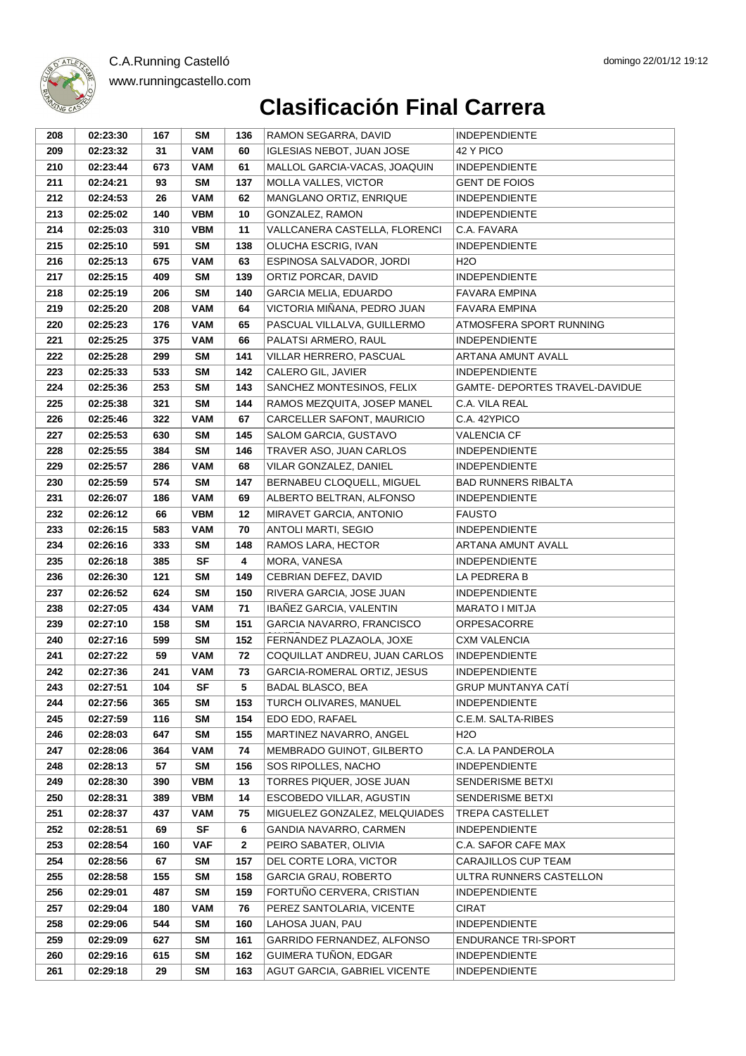C.A.Running Castelló
www.runningcastello.com

# Clasificación Final Carrera

| | | | | | | |
|---|---|---|---|---|---|---|
| 208 | 02:23:30 | 167 | SM | 136 | RAMON SEGARRA, DAVID | INDEPENDIENTE |
| 209 | 02:23:32 | 31 | VAM | 60 | IGLESIAS NEBOT, JUAN JOSE | 42 Y PICO |
| 210 | 02:23:44 | 673 | VAM | 61 | MALLOL GARCIA-VACAS, JOAQUIN | INDEPENDIENTE |
| 211 | 02:24:21 | 93 | SM | 137 | MOLLA VALLES, VICTOR | GENT DE FOIOS |
| 212 | 02:24:53 | 26 | VAM | 62 | MANGLANO ORTIZ, ENRIQUE | INDEPENDIENTE |
| 213 | 02:25:02 | 140 | VBM | 10 | GONZALEZ, RAMON | INDEPENDIENTE |
| 214 | 02:25:03 | 310 | VBM | 11 | VALLCANERA CASTELLA, FLORENCI | C.A. FAVARA |
| 215 | 02:25:10 | 591 | SM | 138 | OLUCHA ESCRIG, IVAN | INDEPENDIENTE |
| 216 | 02:25:13 | 675 | VAM | 63 | ESPINOSA SALVADOR, JORDI | H2O |
| 217 | 02:25:15 | 409 | SM | 139 | ORTIZ PORCAR, DAVID | INDEPENDIENTE |
| 218 | 02:25:19 | 206 | SM | 140 | GARCIA MELIA, EDUARDO | FAVARA EMPINA |
| 219 | 02:25:20 | 208 | VAM | 64 | VICTORIA MIÑANA, PEDRO JUAN | FAVARA EMPINA |
| 220 | 02:25:23 | 176 | VAM | 65 | PASCUAL VILLALVA, GUILLERMO | ATMOSFERA SPORT RUNNING |
| 221 | 02:25:25 | 375 | VAM | 66 | PALATSI ARMERO, RAUL | INDEPENDIENTE |
| 222 | 02:25:28 | 299 | SM | 141 | VILLAR HERRERO, PASCUAL | ARTANA AMUNT AVALL |
| 223 | 02:25:33 | 533 | SM | 142 | CALERO GIL, JAVIER | INDEPENDIENTE |
| 224 | 02:25:36 | 253 | SM | 143 | SANCHEZ MONTESINOS, FELIX | GAMTE- DEPORTES TRAVEL-DAVIDUE |
| 225 | 02:25:38 | 321 | SM | 144 | RAMOS MEZQUITA, JOSEP MANEL | C.A. VILA REAL |
| 226 | 02:25:46 | 322 | VAM | 67 | CARCELLER SAFONT, MAURICIO | C.A. 42YPICO |
| 227 | 02:25:53 | 630 | SM | 145 | SALOM GARCIA, GUSTAVO | VALENCIA CF |
| 228 | 02:25:55 | 384 | SM | 146 | TRAVER ASO, JUAN CARLOS | INDEPENDIENTE |
| 229 | 02:25:57 | 286 | VAM | 68 | VILAR GONZALEZ, DANIEL | INDEPENDIENTE |
| 230 | 02:25:59 | 574 | SM | 147 | BERNABEU CLOQUELL, MIGUEL | BAD RUNNERS RIBALTA |
| 231 | 02:26:07 | 186 | VAM | 69 | ALBERTO BELTRAN, ALFONSO | INDEPENDIENTE |
| 232 | 02:26:12 | 66 | VBM | 12 | MIRAVET GARCIA, ANTONIO | FAUSTO |
| 233 | 02:26:15 | 583 | VAM | 70 | ANTOLI MARTI, SEGIO | INDEPENDIENTE |
| 234 | 02:26:16 | 333 | SM | 148 | RAMOS LARA, HECTOR | ARTANA AMUNT AVALL |
| 235 | 02:26:18 | 385 | SF | 4 | MORA, VANESA | INDEPENDIENTE |
| 236 | 02:26:30 | 121 | SM | 149 | CEBRIAN DEFEZ, DAVID | LA PEDRERA B |
| 237 | 02:26:52 | 624 | SM | 150 | RIVERA GARCIA, JOSE JUAN | INDEPENDIENTE |
| 238 | 02:27:05 | 434 | VAM | 71 | IBAÑEZ GARCIA, VALENTIN | MARATO I MITJA |
| 239 | 02:27:10 | 158 | SM | 151 | GARCIA NAVARRO, FRANCISCO | ORPESACORRE |
| 240 | 02:27:16 | 599 | SM | 152 | FERNANDEZ PLAZAOLA, JOXE | CXM VALENCIA |
| 241 | 02:27:22 | 59 | VAM | 72 | COQUILLAT ANDREU, JUAN CARLOS | INDEPENDIENTE |
| 242 | 02:27:36 | 241 | VAM | 73 | GARCIA-ROMERAL ORTIZ, JESUS | INDEPENDIENTE |
| 243 | 02:27:51 | 104 | SF | 5 | BADAL BLASCO, BEA | GRUP MUNTANYA CATÍ |
| 244 | 02:27:56 | 365 | SM | 153 | TURCH OLIVARES, MANUEL | INDEPENDIENTE |
| 245 | 02:27:59 | 116 | SM | 154 | EDO EDO, RAFAEL | C.E.M. SALTA-RIBES |
| 246 | 02:28:03 | 647 | SM | 155 | MARTINEZ NAVARRO, ANGEL | H2O |
| 247 | 02:28:06 | 364 | VAM | 74 | MEMBRADO GUINOT, GILBERTO | C.A. LA PANDEROLA |
| 248 | 02:28:13 | 57 | SM | 156 | SOS RIPOLLES, NACHO | INDEPENDIENTE |
| 249 | 02:28:30 | 390 | VBM | 13 | TORRES PIQUER, JOSE JUAN | SENDERISME BETXI |
| 250 | 02:28:31 | 389 | VBM | 14 | ESCOBEDO VILLAR, AGUSTIN | SENDERISME BETXI |
| 251 | 02:28:37 | 437 | VAM | 75 | MIGUELEZ GONZALEZ, MELQUIADES | TREPA CASTELLET |
| 252 | 02:28:51 | 69 | SF | 6 | GANDIA NAVARRO, CARMEN | INDEPENDIENTE |
| 253 | 02:28:54 | 160 | VAF | 2 | PEIRO SABATER, OLIVIA | C.A. SAFOR CAFE MAX |
| 254 | 02:28:56 | 67 | SM | 157 | DEL CORTE LORA, VICTOR | CARAJILLOS CUP TEAM |
| 255 | 02:28:58 | 155 | SM | 158 | GARCIA GRAU, ROBERTO | ULTRA RUNNERS CASTELLON |
| 256 | 02:29:01 | 487 | SM | 159 | FORTUÑO CERVERA, CRISTIAN | INDEPENDIENTE |
| 257 | 02:29:04 | 180 | VAM | 76 | PEREZ SANTOLARIA, VICENTE | CIRAT |
| 258 | 02:29:06 | 544 | SM | 160 | LAHOSA JUAN, PAU | INDEPENDIENTE |
| 259 | 02:29:09 | 627 | SM | 161 | GARRIDO FERNANDEZ, ALFONSO | ENDURANCE TRI-SPORT |
| 260 | 02:29:16 | 615 | SM | 162 | GUIMERA TUÑON, EDGAR | INDEPENDIENTE |
| 261 | 02:29:18 | 29 | SM | 163 | AGUT GARCIA, GABRIEL VICENTE | INDEPENDIENTE |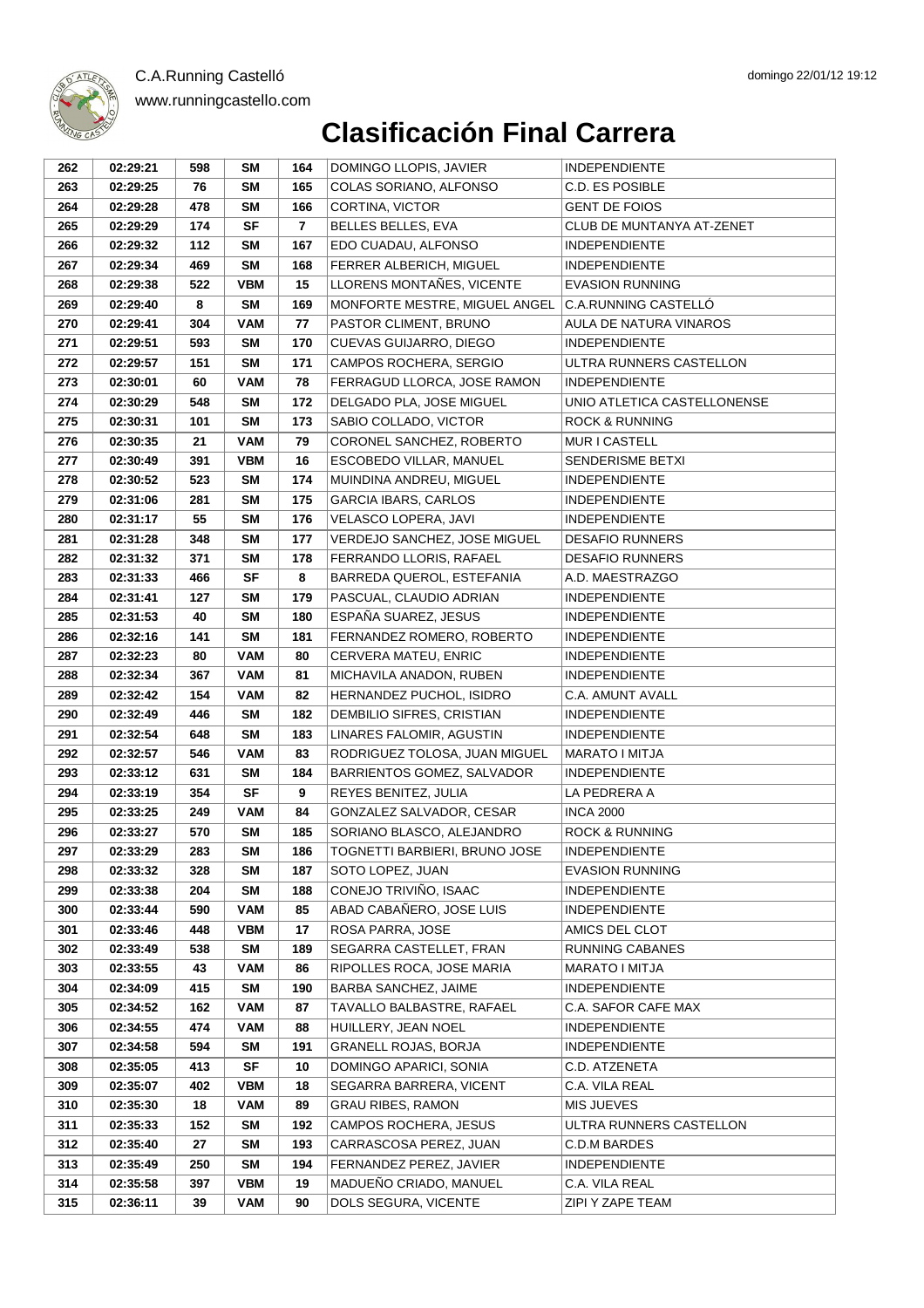# Clasificación Final Carrera

| 262 | 02:29:21 | 598 | SM | 164 | DOMINGO LLOPIS, JAVIER | INDEPENDIENTE |
|---|---|---|---|---|---|---|
| 263 | 02:29:25 | 76 | SM | 165 | COLAS SORIANO, ALFONSO | C.D. ES POSIBLE |
| 264 | 02:29:28 | 478 | SM | 166 | CORTINA, VICTOR | GENT DE FOIOS |
| 265 | 02:29:29 | 174 | SF | 7 | BELLES BELLES, EVA | CLUB DE MUNTANYA AT-ZENET |
| 266 | 02:29:32 | 112 | SM | 167 | EDO CUADAU, ALFONSO | INDEPENDIENTE |
| 267 | 02:29:34 | 469 | SM | 168 | FERRER ALBERICH, MIGUEL | INDEPENDIENTE |
| 268 | 02:29:38 | 522 | VBM | 15 | LLORENS MONTAÑES, VICENTE | EVASION RUNNING |
| 269 | 02:29:40 | 8 | SM | 169 | MONFORTE MESTRE, MIGUEL ANGEL | C.A.RUNNING CASTELLÓ |
| 270 | 02:29:41 | 304 | VAM | 77 | PASTOR CLIMENT, BRUNO | AULA DE NATURA VINAROS |
| 271 | 02:29:51 | 593 | SM | 170 | CUEVAS GUIJARRO, DIEGO | INDEPENDIENTE |
| 272 | 02:29:57 | 151 | SM | 171 | CAMPOS ROCHERA, SERGIO | ULTRA RUNNERS CASTELLON |
| 273 | 02:30:01 | 60 | VAM | 78 | FERRAGUD LLORCA, JOSE RAMON | INDEPENDIENTE |
| 274 | 02:30:29 | 548 | SM | 172 | DELGADO PLA, JOSE MIGUEL | UNIO ATLETICA CASTELLONENSE |
| 275 | 02:30:31 | 101 | SM | 173 | SABIO COLLADO, VICTOR | ROCK & RUNNING |
| 276 | 02:30:35 | 21 | VAM | 79 | CORONEL SANCHEZ, ROBERTO | MUR I CASTELL |
| 277 | 02:30:49 | 391 | VBM | 16 | ESCOBEDO VILLAR, MANUEL | SENDERISME BETXI |
| 278 | 02:30:52 | 523 | SM | 174 | MUINDINA ANDREU, MIGUEL | INDEPENDIENTE |
| 279 | 02:31:06 | 281 | SM | 175 | GARCIA IBARS, CARLOS | INDEPENDIENTE |
| 280 | 02:31:17 | 55 | SM | 176 | VELASCO LOPERA, JAVI | INDEPENDIENTE |
| 281 | 02:31:28 | 348 | SM | 177 | VERDEJO SANCHEZ, JOSE MIGUEL | DESAFIO RUNNERS |
| 282 | 02:31:32 | 371 | SM | 178 | FERRANDO LLORIS, RAFAEL | DESAFIO RUNNERS |
| 283 | 02:31:33 | 466 | SF | 8 | BARREDA QUEROL, ESTEFANIA | A.D. MAESTRAZGO |
| 284 | 02:31:41 | 127 | SM | 179 | PASCUAL, CLAUDIO ADRIAN | INDEPENDIENTE |
| 285 | 02:31:53 | 40 | SM | 180 | ESPAÑA SUAREZ, JESUS | INDEPENDIENTE |
| 286 | 02:32:16 | 141 | SM | 181 | FERNANDEZ ROMERO, ROBERTO | INDEPENDIENTE |
| 287 | 02:32:23 | 80 | VAM | 80 | CERVERA MATEU, ENRIC | INDEPENDIENTE |
| 288 | 02:32:34 | 367 | VAM | 81 | MICHAVILA ANADON, RUBEN | INDEPENDIENTE |
| 289 | 02:32:42 | 154 | VAM | 82 | HERNANDEZ PUCHOL, ISIDRO | C.A. AMUNT AVALL |
| 290 | 02:32:49 | 446 | SM | 182 | DEMBILIO SIFRES, CRISTIAN | INDEPENDIENTE |
| 291 | 02:32:54 | 648 | SM | 183 | LINARES FALOMIR, AGUSTIN | INDEPENDIENTE |
| 292 | 02:32:57 | 546 | VAM | 83 | RODRIGUEZ TOLOSA, JUAN MIGUEL | MARATO I MITJA |
| 293 | 02:33:12 | 631 | SM | 184 | BARRIENTOS GOMEZ, SALVADOR | INDEPENDIENTE |
| 294 | 02:33:19 | 354 | SF | 9 | REYES BENITEZ, JULIA | LA PEDRERA A |
| 295 | 02:33:25 | 249 | VAM | 84 | GONZALEZ SALVADOR, CESAR | INCA 2000 |
| 296 | 02:33:27 | 570 | SM | 185 | SORIANO BLASCO, ALEJANDRO | ROCK & RUNNING |
| 297 | 02:33:29 | 283 | SM | 186 | TOGNETTI BARBIERI, BRUNO JOSE | INDEPENDIENTE |
| 298 | 02:33:32 | 328 | SM | 187 | SOTO LOPEZ, JUAN | EVASION RUNNING |
| 299 | 02:33:38 | 204 | SM | 188 | CONEJO TRIVIÑO, ISAAC | INDEPENDIENTE |
| 300 | 02:33:44 | 590 | VAM | 85 | ABAD CABAÑERO, JOSE LUIS | INDEPENDIENTE |
| 301 | 02:33:46 | 448 | VBM | 17 | ROSA PARRA, JOSE | AMICS DEL CLOT |
| 302 | 02:33:49 | 538 | SM | 189 | SEGARRA CASTELLET, FRAN | RUNNING CABANES |
| 303 | 02:33:55 | 43 | VAM | 86 | RIPOLLES ROCA, JOSE MARIA | MARATO I MITJA |
| 304 | 02:34:09 | 415 | SM | 190 | BARBA SANCHEZ, JAIME | INDEPENDIENTE |
| 305 | 02:34:52 | 162 | VAM | 87 | TAVALLO BALBASTRE, RAFAEL | C.A. SAFOR CAFE MAX |
| 306 | 02:34:55 | 474 | VAM | 88 | HUILLERY, JEAN NOEL | INDEPENDIENTE |
| 307 | 02:34:58 | 594 | SM | 191 | GRANELL ROJAS, BORJA | INDEPENDIENTE |
| 308 | 02:35:05 | 413 | SF | 10 | DOMINGO APARICI, SONIA | C.D. ATZENETA |
| 309 | 02:35:07 | 402 | VBM | 18 | SEGARRA BARRERA, VICENT | C.A. VILA REAL |
| 310 | 02:35:30 | 18 | VAM | 89 | GRAU RIBES, RAMON | MIS JUEVES |
| 311 | 02:35:33 | 152 | SM | 192 | CAMPOS ROCHERA, JESUS | ULTRA RUNNERS CASTELLON |
| 312 | 02:35:40 | 27 | SM | 193 | CARRASCOSA PEREZ, JUAN | C.D.M BARDES |
| 313 | 02:35:49 | 250 | SM | 194 | FERNANDEZ PEREZ, JAVIER | INDEPENDIENTE |
| 314 | 02:35:58 | 397 | VBM | 19 | MADUEÑO CRIADO, MANUEL | C.A. VILA REAL |
| 315 | 02:36:11 | 39 | VAM | 90 | DOLS SEGURA, VICENTE | ZIPI Y ZAPE TEAM |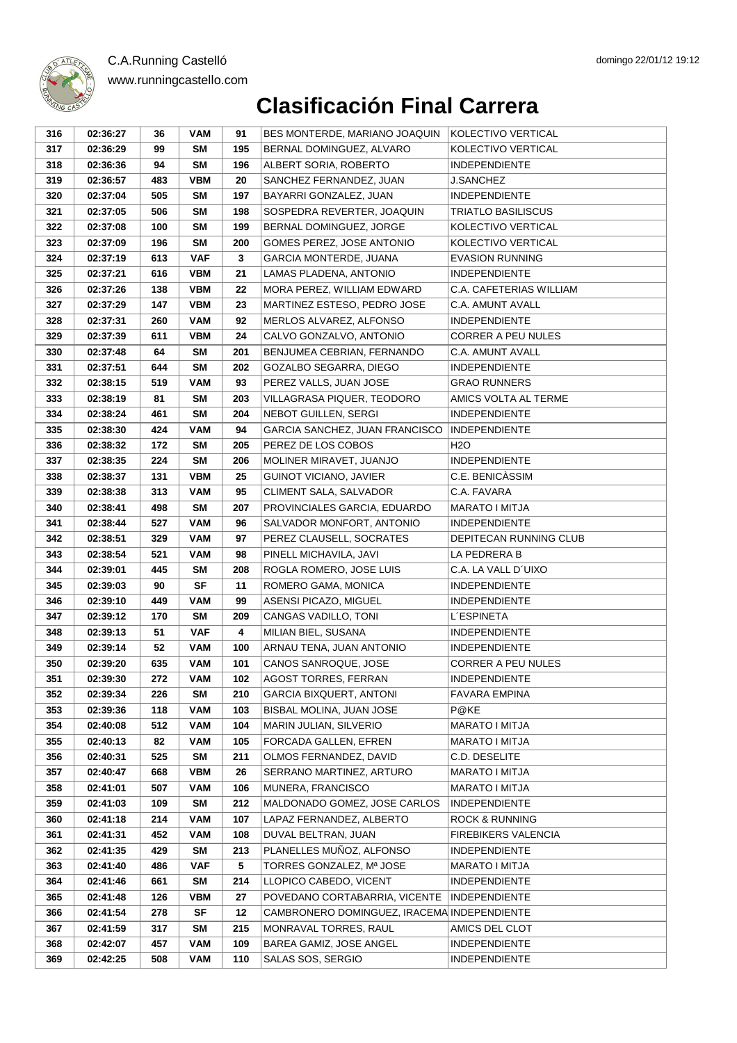# Clasificación Final Carrera

| 316 | 02:36:27 | 36 | VAM | 91 | BES MONTERDE, MARIANO JOAQUIN | KOLECTIVO VERTICAL |
|---|---|---|---|---|---|---|
| 317 | 02:36:29 | 99 | SM | 195 | BERNAL DOMINGUEZ, ALVARO | KOLECTIVO VERTICAL |
| 318 | 02:36:36 | 94 | SM | 196 | ALBERT SORIA, ROBERTO | INDEPENDIENTE |
| 319 | 02:36:57 | 483 | VBM | 20 | SANCHEZ FERNANDEZ, JUAN | J.SANCHEZ |
| 320 | 02:37:04 | 505 | SM | 197 | BAYARRI GONZALEZ, JUAN | INDEPENDIENTE |
| 321 | 02:37:05 | 506 | SM | 198 | SOSPEDRA REVERTER, JOAQUIN | TRIATLO BASILISCUS |
| 322 | 02:37:08 | 100 | SM | 199 | BERNAL DOMINGUEZ, JORGE | KOLECTIVO VERTICAL |
| 323 | 02:37:09 | 196 | SM | 200 | GOMES PEREZ, JOSE ANTONIO | KOLECTIVO VERTICAL |
| 324 | 02:37:19 | 613 | VAF | 3 | GARCIA MONTERDE, JUANA | EVASION RUNNING |
| 325 | 02:37:21 | 616 | VBM | 21 | LAMAS PLADENA, ANTONIO | INDEPENDIENTE |
| 326 | 02:37:26 | 138 | VBM | 22 | MORA PEREZ, WILLIAM EDWARD | C.A. CAFETERIAS WILLIAM |
| 327 | 02:37:29 | 147 | VBM | 23 | MARTINEZ ESTESO, PEDRO JOSE | C.A. AMUNT AVALL |
| 328 | 02:37:31 | 260 | VAM | 92 | MERLOS ALVAREZ, ALFONSO | INDEPENDIENTE |
| 329 | 02:37:39 | 611 | VBM | 24 | CALVO GONZALVO, ANTONIO | CORRER A PEU NULES |
| 330 | 02:37:48 | 64 | SM | 201 | BENJUMEA CEBRIAN, FERNANDO | C.A. AMUNT AVALL |
| 331 | 02:37:51 | 644 | SM | 202 | GOZALBO SEGARRA, DIEGO | INDEPENDIENTE |
| 332 | 02:38:15 | 519 | VAM | 93 | PEREZ VALLS, JUAN JOSE | GRAO RUNNERS |
| 333 | 02:38:19 | 81 | SM | 203 | VILLAGRASA PIQUER, TEODORO | AMICS VOLTA AL TERME |
| 334 | 02:38:24 | 461 | SM | 204 | NEBOT GUILLEN, SERGI | INDEPENDIENTE |
| 335 | 02:38:30 | 424 | VAM | 94 | GARCIA SANCHEZ, JUAN FRANCISCO | INDEPENDIENTE |
| 336 | 02:38:32 | 172 | SM | 205 | PEREZ DE LOS COBOS | H2O |
| 337 | 02:38:35 | 224 | SM | 206 | MOLINER MIRAVET, JUANJO | INDEPENDIENTE |
| 338 | 02:38:37 | 131 | VBM | 25 | GUINOT VICIANO, JAVIER | C.E. BENICÀSSIM |
| 339 | 02:38:38 | 313 | VAM | 95 | CLIMENT SALA, SALVADOR | C.A. FAVARA |
| 340 | 02:38:41 | 498 | SM | 207 | PROVINCIALES GARCIA, EDUARDO | MARATO I MITJA |
| 341 | 02:38:44 | 527 | VAM | 96 | SALVADOR MONFORT, ANTONIO | INDEPENDIENTE |
| 342 | 02:38:51 | 329 | VAM | 97 | PEREZ CLAUSELL, SOCRATES | DEPITECAN RUNNING CLUB |
| 343 | 02:38:54 | 521 | VAM | 98 | PINELL MICHAVILA, JAVI | LA PEDRERA B |
| 344 | 02:39:01 | 445 | SM | 208 | ROGLA ROMERO, JOSE LUIS | C.A. LA VALL D´UIXO |
| 345 | 02:39:03 | 90 | SF | 11 | ROMERO GAMA, MONICA | INDEPENDIENTE |
| 346 | 02:39:10 | 449 | VAM | 99 | ASENSI PICAZO, MIGUEL | INDEPENDIENTE |
| 347 | 02:39:12 | 170 | SM | 209 | CANGAS VADILLO, TONI | L´ESPINETA |
| 348 | 02:39:13 | 51 | VAF | 4 | MILIAN BIEL, SUSANA | INDEPENDIENTE |
| 349 | 02:39:14 | 52 | VAM | 100 | ARNAU TENA, JUAN ANTONIO | INDEPENDIENTE |
| 350 | 02:39:20 | 635 | VAM | 101 | CANOS SANROQUE, JOSE | CORRER A PEU NULES |
| 351 | 02:39:30 | 272 | VAM | 102 | AGOST TORRES, FERRAN | INDEPENDIENTE |
| 352 | 02:39:34 | 226 | SM | 210 | GARCIA BIXQUERT, ANTONI | FAVARA EMPINA |
| 353 | 02:39:36 | 118 | VAM | 103 | BISBAL MOLINA, JUAN JOSE | P@KE |
| 354 | 02:40:08 | 512 | VAM | 104 | MARIN JULIAN, SILVERIO | MARATO I MITJA |
| 355 | 02:40:13 | 82 | VAM | 105 | FORCADA GALLEN, EFREN | MARATO I MITJA |
| 356 | 02:40:31 | 525 | SM | 211 | OLMOS FERNANDEZ, DAVID | C.D. DESELITE |
| 357 | 02:40:47 | 668 | VBM | 26 | SERRANO MARTINEZ, ARTURO | MARATO I MITJA |
| 358 | 02:41:01 | 507 | VAM | 106 | MUNERA, FRANCISCO | MARATO I MITJA |
| 359 | 02:41:03 | 109 | SM | 212 | MALDONADO GOMEZ, JOSE CARLOS | INDEPENDIENTE |
| 360 | 02:41:18 | 214 | VAM | 107 | LAPAZ FERNANDEZ, ALBERTO | ROCK & RUNNING |
| 361 | 02:41:31 | 452 | VAM | 108 | DUVAL BELTRAN, JUAN | FIREBIKERS VALENCIA |
| 362 | 02:41:35 | 429 | SM | 213 | PLANELLES MUÑOZ, ALFONSO | INDEPENDIENTE |
| 363 | 02:41:40 | 486 | VAF | 5 | TORRES GONZALEZ, Mª JOSE | MARATO I MITJA |
| 364 | 02:41:46 | 661 | SM | 214 | LLOPICO CABEDO, VICENT | INDEPENDIENTE |
| 365 | 02:41:48 | 126 | VBM | 27 | POVEDANO CORTABARRIA, VICENTE | INDEPENDIENTE |
| 366 | 02:41:54 | 278 | SF | 12 | CAMBRONERO DOMINGUEZ, IRACEMA | INDEPENDIENTE |
| 367 | 02:41:59 | 317 | SM | 215 | MONRAVAL TORRES, RAUL | AMICS DEL CLOT |
| 368 | 02:42:07 | 457 | VAM | 109 | BAREA GAMIZ, JOSE ANGEL | INDEPENDIENTE |
| 369 | 02:42:25 | 508 | VAM | 110 | SALAS SOS, SERGIO | INDEPENDIENTE |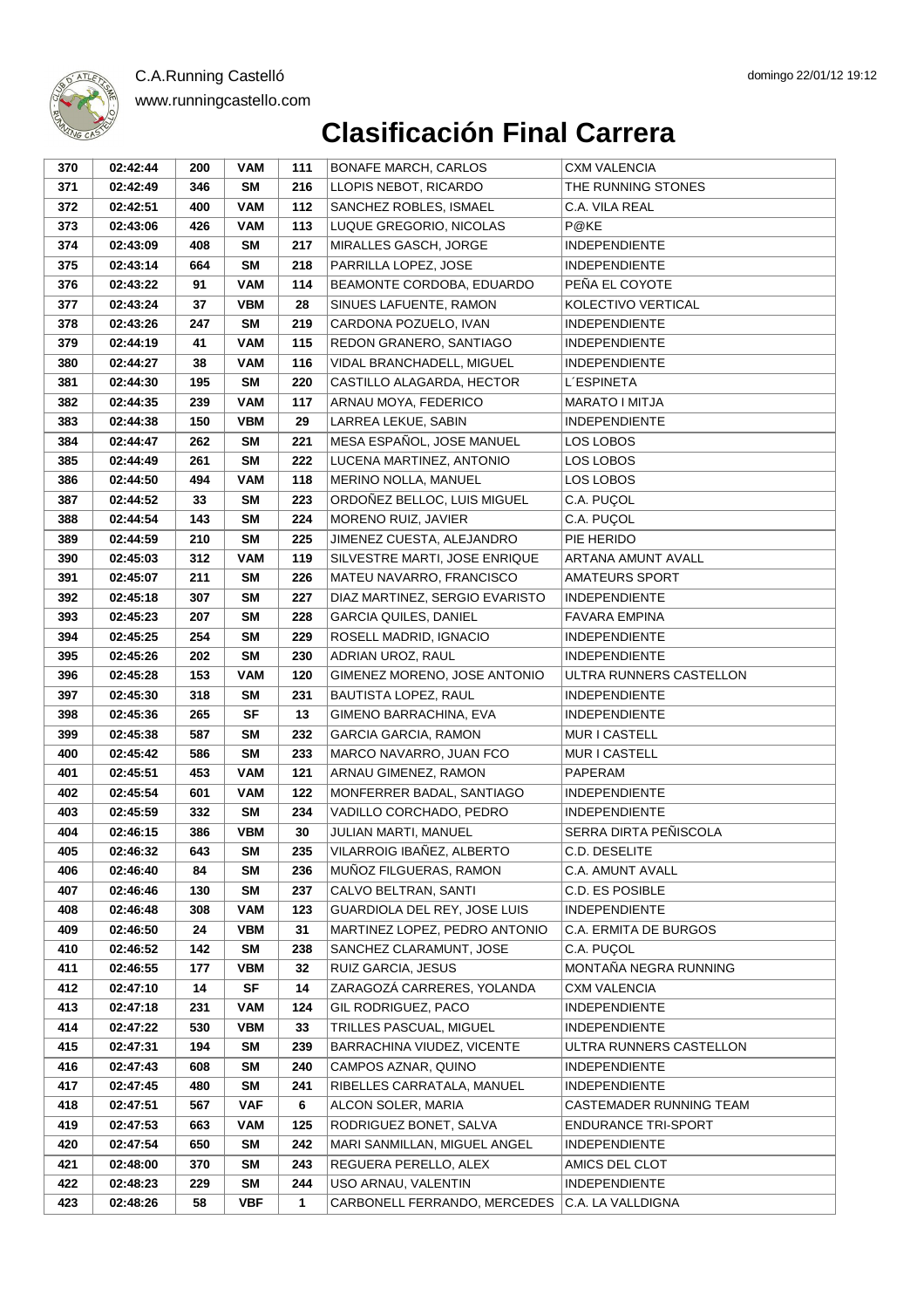C.A.Running Castelló

www.runningcastello.com

# Clasificación Final Carrera

| 370 | 02:42:44 | 200 | VAM | 111 | BONAFE MARCH, CARLOS | CXM VALENCIA |
|---|---|---|---|---|---|---|
| 371 | 02:42:49 | 346 | SM | 216 | LLOPIS NEBOT, RICARDO | THE RUNNING STONES |
| 372 | 02:42:51 | 400 | VAM | 112 | SANCHEZ ROBLES, ISMAEL | C.A. VILA REAL |
| 373 | 02:43:06 | 426 | VAM | 113 | LUQUE GREGORIO, NICOLAS | P@KE |
| 374 | 02:43:09 | 408 | SM | 217 | MIRALLES GASCH, JORGE | INDEPENDIENTE |
| 375 | 02:43:14 | 664 | SM | 218 | PARRILLA LOPEZ, JOSE | INDEPENDIENTE |
| 376 | 02:43:22 | 91 | VAM | 114 | BEAMONTE CORDOBA, EDUARDO | PEÑA EL COYOTE |
| 377 | 02:43:24 | 37 | VBM | 28 | SINUES LAFUENTE, RAMON | KOLECTIVO VERTICAL |
| 378 | 02:43:26 | 247 | SM | 219 | CARDONA POZUELO, IVAN | INDEPENDIENTE |
| 379 | 02:44:19 | 41 | VAM | 115 | REDON GRANERO, SANTIAGO | INDEPENDIENTE |
| 380 | 02:44:27 | 38 | VAM | 116 | VIDAL BRANCHADELL, MIGUEL | INDEPENDIENTE |
| 381 | 02:44:30 | 195 | SM | 220 | CASTILLO ALAGARDA, HECTOR | L´ESPINETA |
| 382 | 02:44:35 | 239 | VAM | 117 | ARNAU MOYA, FEDERICO | MARATO I MITJA |
| 383 | 02:44:38 | 150 | VBM | 29 | LARREA LEKUE, SABIN | INDEPENDIENTE |
| 384 | 02:44:47 | 262 | SM | 221 | MESA ESPAÑOL, JOSE MANUEL | LOS LOBOS |
| 385 | 02:44:49 | 261 | SM | 222 | LUCENA MARTINEZ, ANTONIO | LOS LOBOS |
| 386 | 02:44:50 | 494 | VAM | 118 | MERINO NOLLA, MANUEL | LOS LOBOS |
| 387 | 02:44:52 | 33 | SM | 223 | ORDOÑEZ BELLOC, LUIS MIGUEL | C.A. PUÇOL |
| 388 | 02:44:54 | 143 | SM | 224 | MORENO RUIZ, JAVIER | C.A. PUÇOL |
| 389 | 02:44:59 | 210 | SM | 225 | JIMENEZ CUESTA, ALEJANDRO | PIE HERIDO |
| 390 | 02:45:03 | 312 | VAM | 119 | SILVESTRE MARTI, JOSE ENRIQUE | ARTANA AMUNT AVALL |
| 391 | 02:45:07 | 211 | SM | 226 | MATEU NAVARRO, FRANCISCO | AMATEURS SPORT |
| 392 | 02:45:18 | 307 | SM | 227 | DIAZ MARTINEZ, SERGIO EVARISTO | INDEPENDIENTE |
| 393 | 02:45:23 | 207 | SM | 228 | GARCIA QUILES, DANIEL | FAVARA EMPINA |
| 394 | 02:45:25 | 254 | SM | 229 | ROSELL MADRID, IGNACIO | INDEPENDIENTE |
| 395 | 02:45:26 | 202 | SM | 230 | ADRIAN UROZ, RAUL | INDEPENDIENTE |
| 396 | 02:45:28 | 153 | VAM | 120 | GIMENEZ MORENO, JOSE ANTONIO | ULTRA RUNNERS CASTELLON |
| 397 | 02:45:30 | 318 | SM | 231 | BAUTISTA LOPEZ, RAUL | INDEPENDIENTE |
| 398 | 02:45:36 | 265 | SF | 13 | GIMENO BARRACHINA, EVA | INDEPENDIENTE |
| 399 | 02:45:38 | 587 | SM | 232 | GARCIA GARCIA, RAMON | MUR I CASTELL |
| 400 | 02:45:42 | 586 | SM | 233 | MARCO NAVARRO, JUAN FCO | MUR I CASTELL |
| 401 | 02:45:51 | 453 | VAM | 121 | ARNAU GIMENEZ, RAMON | PAPERAM |
| 402 | 02:45:54 | 601 | VAM | 122 | MONFERRER BADAL, SANTIAGO | INDEPENDIENTE |
| 403 | 02:45:59 | 332 | SM | 234 | VADILLO CORCHADO, PEDRO | INDEPENDIENTE |
| 404 | 02:46:15 | 386 | VBM | 30 | JULIAN MARTI, MANUEL | SERRA DIRTA PEÑISCOLA |
| 405 | 02:46:32 | 643 | SM | 235 | VILARROIG IBAÑEZ, ALBERTO | C.D. DESELITE |
| 406 | 02:46:40 | 84 | SM | 236 | MUÑOZ FILGUERAS, RAMON | C.A. AMUNT AVALL |
| 407 | 02:46:46 | 130 | SM | 237 | CALVO BELTRAN, SANTI | C.D. ES POSIBLE |
| 408 | 02:46:48 | 308 | VAM | 123 | GUARDIOLA DEL REY, JOSE LUIS | INDEPENDIENTE |
| 409 | 02:46:50 | 24 | VBM | 31 | MARTINEZ LOPEZ, PEDRO ANTONIO | C.A. ERMITA DE BURGOS |
| 410 | 02:46:52 | 142 | SM | 238 | SANCHEZ CLARAMUNT, JOSE | C.A. PUÇOL |
| 411 | 02:46:55 | 177 | VBM | 32 | RUIZ GARCIA, JESUS | MONTAÑA NEGRA RUNNING |
| 412 | 02:47:10 | 14 | SF | 14 | ZARAGOZÁ CARRERES, YOLANDA | CXM VALENCIA |
| 413 | 02:47:18 | 231 | VAM | 124 | GIL RODRIGUEZ, PACO | INDEPENDIENTE |
| 414 | 02:47:22 | 530 | VBM | 33 | TRILLES PASCUAL, MIGUEL | INDEPENDIENTE |
| 415 | 02:47:31 | 194 | SM | 239 | BARRACHINA VIUDEZ, VICENTE | ULTRA RUNNERS CASTELLON |
| 416 | 02:47:43 | 608 | SM | 240 | CAMPOS AZNAR, QUINO | INDEPENDIENTE |
| 417 | 02:47:45 | 480 | SM | 241 | RIBELLES CARRATALA, MANUEL | INDEPENDIENTE |
| 418 | 02:47:51 | 567 | VAF | 6 | ALCON SOLER, MARIA | CASTEMADER RUNNING TEAM |
| 419 | 02:47:53 | 663 | VAM | 125 | RODRIGUEZ BONET, SALVA | ENDURANCE TRI-SPORT |
| 420 | 02:47:54 | 650 | SM | 242 | MARI SANMILLAN, MIGUEL ANGEL | INDEPENDIENTE |
| 421 | 02:48:00 | 370 | SM | 243 | REGUERA PERELLO, ALEX | AMICS DEL CLOT |
| 422 | 02:48:23 | 229 | SM | 244 | USO ARNAU, VALENTIN | INDEPENDIENTE |
| 423 | 02:48:26 | 58 | VBF | 1 | CARBONELL FERRANDO, MERCEDES | C.A. LA VALLDIGNA |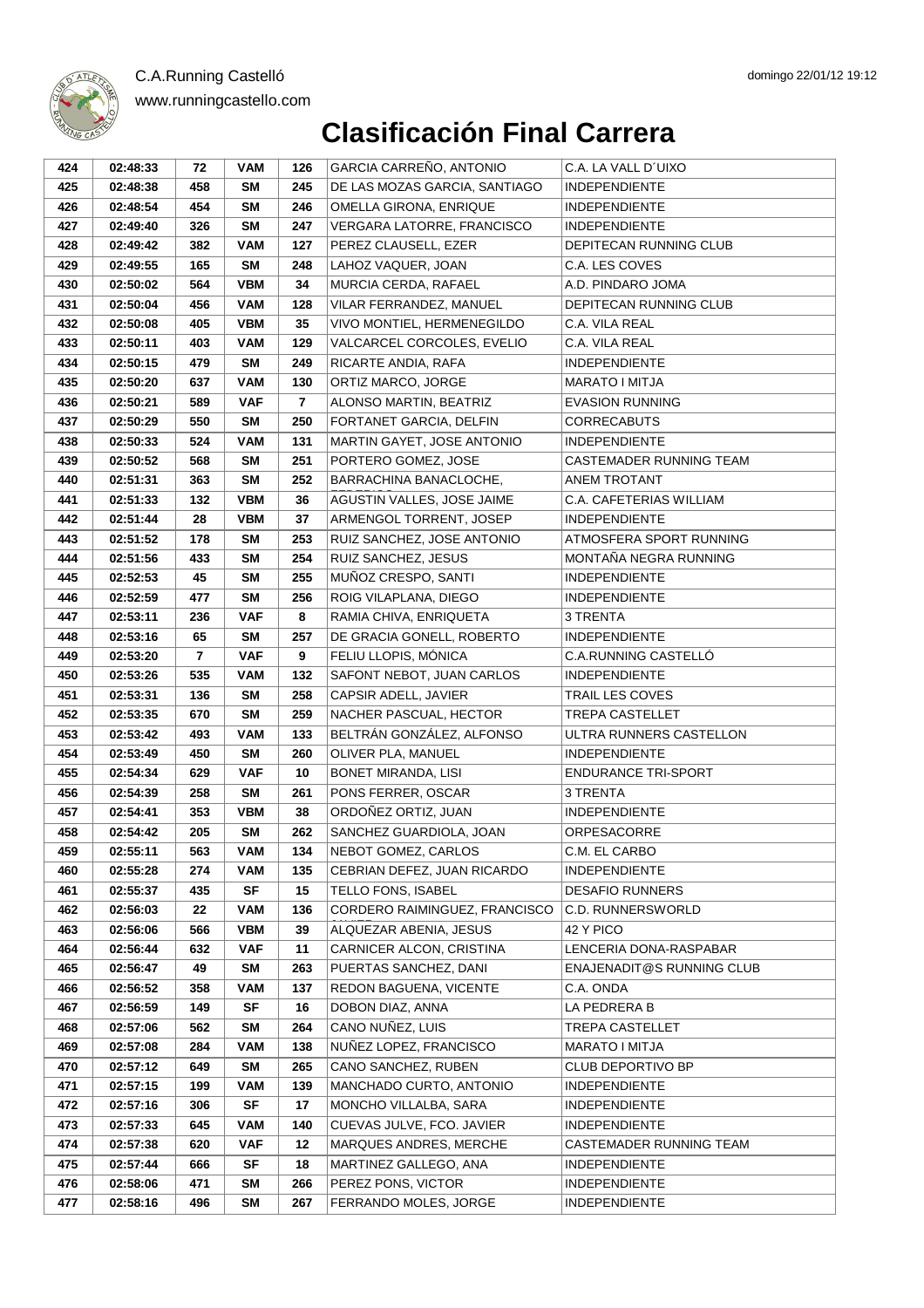C.A.Running Castelló

www.runningcastello.com

# Clasificación Final Carrera

| | | | | | | |
|---|---|---|---|---|---|---|
| 424 | 02:48:33 | 72 | VAM | 126 | GARCIA CARREÑO, ANTONIO | C.A. LA VALL D´UIXO |
| 425 | 02:48:38 | 458 | SM | 245 | DE LAS MOZAS GARCIA, SANTIAGO | INDEPENDIENTE |
| 426 | 02:48:54 | 454 | SM | 246 | OMELLA GIRONA, ENRIQUE | INDEPENDIENTE |
| 427 | 02:49:40 | 326 | SM | 247 | VERGARA LATORRE, FRANCISCO | INDEPENDIENTE |
| 428 | 02:49:42 | 382 | VAM | 127 | PEREZ CLAUSELL, EZER | DEPITECAN RUNNING CLUB |
| 429 | 02:49:55 | 165 | SM | 248 | LAHOZ VAQUER, JOAN | C.A. LES COVES |
| 430 | 02:50:02 | 564 | VBM | 34 | MURCIA CERDA, RAFAEL | A.D. PINDARO JOMA |
| 431 | 02:50:04 | 456 | VAM | 128 | VILAR FERRANDEZ, MANUEL | DEPITECAN RUNNING CLUB |
| 432 | 02:50:08 | 405 | VBM | 35 | VIVO MONTIEL, HERMENEGILDO | C.A. VILA REAL |
| 433 | 02:50:11 | 403 | VAM | 129 | VALCARCEL CORCOLES, EVELIO | C.A. VILA REAL |
| 434 | 02:50:15 | 479 | SM | 249 | RICARTE ANDIA, RAFA | INDEPENDIENTE |
| 435 | 02:50:20 | 637 | VAM | 130 | ORTIZ MARCO, JORGE | MARATO I MITJA |
| 436 | 02:50:21 | 589 | VAF | 7 | ALONSO MARTIN, BEATRIZ | EVASION RUNNING |
| 437 | 02:50:29 | 550 | SM | 250 | FORTANET GARCIA, DELFIN | CORRECABUTS |
| 438 | 02:50:33 | 524 | VAM | 131 | MARTIN GAYET, JOSE ANTONIO | INDEPENDIENTE |
| 439 | 02:50:52 | 568 | SM | 251 | PORTERO GOMEZ, JOSE | CASTEMADER RUNNING TEAM |
| 440 | 02:51:31 | 363 | SM | 252 | BARRACHINA BANACLOCHE, | ANEM TROTANT |
| 441 | 02:51:33 | 132 | VBM | 36 | AGUSTIN VALLES, JOSE JAIME | C.A. CAFETERIAS WILLIAM |
| 442 | 02:51:44 | 28 | VBM | 37 | ARMENGOL TORRENT, JOSEP | INDEPENDIENTE |
| 443 | 02:51:52 | 178 | SM | 253 | RUIZ SANCHEZ, JOSE ANTONIO | ATMOSFERA SPORT RUNNING |
| 444 | 02:51:56 | 433 | SM | 254 | RUIZ SANCHEZ, JESUS | MONTAÑA NEGRA RUNNING |
| 445 | 02:52:53 | 45 | SM | 255 | MUÑOZ CRESPO, SANTI | INDEPENDIENTE |
| 446 | 02:52:59 | 477 | SM | 256 | ROIG VILAPLANA, DIEGO | INDEPENDIENTE |
| 447 | 02:53:11 | 236 | VAF | 8 | RAMIA CHIVA, ENRIQUETA | 3 TRENTA |
| 448 | 02:53:16 | 65 | SM | 257 | DE GRACIA GONELL, ROBERTO | INDEPENDIENTE |
| 449 | 02:53:20 | 7 | VAF | 9 | FELIU LLOPIS, MÓNICA | C.A.RUNNING CASTELLÓ |
| 450 | 02:53:26 | 535 | VAM | 132 | SAFONT NEBOT, JUAN CARLOS | INDEPENDIENTE |
| 451 | 02:53:31 | 136 | SM | 258 | CAPSIR ADELL, JAVIER | TRAIL LES COVES |
| 452 | 02:53:35 | 670 | SM | 259 | NACHER PASCUAL, HECTOR | TREPA CASTELLET |
| 453 | 02:53:42 | 493 | VAM | 133 | BELTRÁN GONZÁLEZ, ALFONSO | ULTRA RUNNERS CASTELLON |
| 454 | 02:53:49 | 450 | SM | 260 | OLIVER PLA, MANUEL | INDEPENDIENTE |
| 455 | 02:54:34 | 629 | VAF | 10 | BONET MIRANDA, LISI | ENDURANCE TRI-SPORT |
| 456 | 02:54:39 | 258 | SM | 261 | PONS FERRER, OSCAR | 3 TRENTA |
| 457 | 02:54:41 | 353 | VBM | 38 | ORDOÑEZ ORTIZ, JUAN | INDEPENDIENTE |
| 458 | 02:54:42 | 205 | SM | 262 | SANCHEZ GUARDIOLA, JOAN | ORPESACORRE |
| 459 | 02:55:11 | 563 | VAM | 134 | NEBOT GOMEZ, CARLOS | C.M. EL CARBO |
| 460 | 02:55:28 | 274 | VAM | 135 | CEBRIAN DEFEZ, JUAN RICARDO | INDEPENDIENTE |
| 461 | 02:55:37 | 435 | SF | 15 | TELLO FONS, ISABEL | DESAFIO RUNNERS |
| 462 | 02:56:03 | 22 | VAM | 136 | CORDERO RAIMINGUEZ, FRANCISCO | C.D. RUNNERSWORLD |
| 463 | 02:56:06 | 566 | VBM | 39 | ALQUEZAR ABENIA, JESUS | 42 Y PICO |
| 464 | 02:56:44 | 632 | VAF | 11 | CARNICER ALCON, CRISTINA | LENCERIA DONA-RASPABAR |
| 465 | 02:56:47 | 49 | SM | 263 | PUERTAS SANCHEZ, DANI | ENAJENADIT@S RUNNING CLUB |
| 466 | 02:56:52 | 358 | VAM | 137 | REDON BAGUENA, VICENTE | C.A. ONDA |
| 467 | 02:56:59 | 149 | SF | 16 | DOBON DIAZ, ANNA | LA PEDRERA B |
| 468 | 02:57:06 | 562 | SM | 264 | CANO NUÑEZ, LUIS | TREPA CASTELLET |
| 469 | 02:57:08 | 284 | VAM | 138 | NUÑEZ LOPEZ, FRANCISCO | MARATO I MITJA |
| 470 | 02:57:12 | 649 | SM | 265 | CANO SANCHEZ, RUBEN | CLUB DEPORTIVO BP |
| 471 | 02:57:15 | 199 | VAM | 139 | MANCHADO CURTO, ANTONIO | INDEPENDIENTE |
| 472 | 02:57:16 | 306 | SF | 17 | MONCHO VILLALBA, SARA | INDEPENDIENTE |
| 473 | 02:57:33 | 645 | VAM | 140 | CUEVAS JULVE, FCO. JAVIER | INDEPENDIENTE |
| 474 | 02:57:38 | 620 | VAF | 12 | MARQUES ANDRES, MERCHE | CASTEMADER RUNNING TEAM |
| 475 | 02:57:44 | 666 | SF | 18 | MARTINEZ GALLEGO, ANA | INDEPENDIENTE |
| 476 | 02:58:06 | 471 | SM | 266 | PEREZ PONS, VICTOR | INDEPENDIENTE |
| 477 | 02:58:16 | 496 | SM | 267 | FERRANDO MOLES, JORGE | INDEPENDIENTE |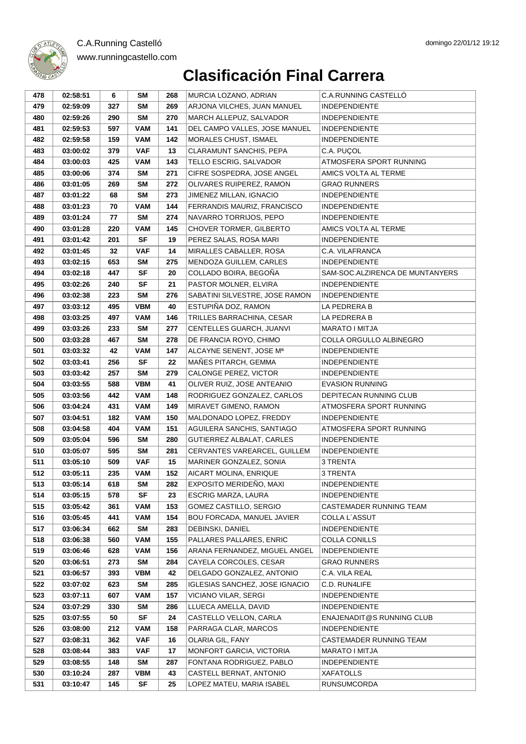# Clasificación Final Carrera

| | | | | | | |
|---|---|---|---|---|---|---|
| 478 | 02:58:51 | 6 | SM | 268 | MURCIA LOZANO, ADRIAN | C.A.RUNNING CASTELLÓ |
| 479 | 02:59:09 | 327 | SM | 269 | ARJONA VILCHES, JUAN MANUEL | INDEPENDIENTE |
| 480 | 02:59:26 | 290 | SM | 270 | MARCH ALLEPUZ, SALVADOR | INDEPENDIENTE |
| 481 | 02:59:53 | 597 | VAM | 141 | DEL CAMPO VALLES, JOSE MANUEL | INDEPENDIENTE |
| 482 | 02:59:58 | 159 | VAM | 142 | MORALES CHUST, ISMAEL | INDEPENDIENTE |
| 483 | 03:00:02 | 379 | VAF | 13 | CLARAMUNT SANCHIS, PEPA | C.A. PUÇOL |
| 484 | 03:00:03 | 425 | VAM | 143 | TELLO ESCRIG, SALVADOR | ATMOSFERA SPORT RUNNING |
| 485 | 03:00:06 | 374 | SM | 271 | CIFRE SOSPEDRA, JOSE ANGEL | AMICS VOLTA AL TERME |
| 486 | 03:01:05 | 269 | SM | 272 | OLIVARES RUIPEREZ, RAMON | GRAO RUNNERS |
| 487 | 03:01:22 | 68 | SM | 273 | JIMENEZ MILLAN, IGNACIO | INDEPENDIENTE |
| 488 | 03:01:23 | 70 | VAM | 144 | FERRANDIS MAURIZ, FRANCISCO | INDEPENDIENTE |
| 489 | 03:01:24 | 77 | SM | 274 | NAVARRO TORRIJOS, PEPO | INDEPENDIENTE |
| 490 | 03:01:28 | 220 | VAM | 145 | CHOVER TORMER, GILBERTO | AMICS VOLTA AL TERME |
| 491 | 03:01:42 | 201 | SF | 19 | PEREZ SALAS, ROSA MARI | INDEPENDIENTE |
| 492 | 03:01:45 | 32 | VAF | 14 | MIRALLES CABALLER, ROSA | C.A. VILAFRANCA |
| 493 | 03:02:15 | 653 | SM | 275 | MENDOZA GUILLEM, CARLES | INDEPENDIENTE |
| 494 | 03:02:18 | 447 | SF | 20 | COLLADO BOIRA, BEGOÑA | SAM-SOC.ALZIRENCA DE MUNTANYERS |
| 495 | 03:02:26 | 240 | SF | 21 | PASTOR MOLNER, ELVIRA | INDEPENDIENTE |
| 496 | 03:02:38 | 223 | SM | 276 | SABATINI SILVESTRE, JOSE RAMON | INDEPENDIENTE |
| 497 | 03:03:12 | 495 | VBM | 40 | ESTUPIÑA DOZ, RAMON | LA PEDRERA B |
| 498 | 03:03:25 | 497 | VAM | 146 | TRILLES BARRACHINA, CESAR | LA PEDRERA B |
| 499 | 03:03:26 | 233 | SM | 277 | CENTELLES GUARCH, JUANVI | MARATO I MITJA |
| 500 | 03:03:28 | 467 | SM | 278 | DE FRANCIA ROYO, CHIMO | COLLA ORGULLO ALBINEGRO |
| 501 | 03:03:32 | 42 | VAM | 147 | ALCAYNE SENENT, JOSE Mª | INDEPENDIENTE |
| 502 | 03:03:41 | 256 | SF | 22 | MAÑES PITARCH, GEMMA | INDEPENDIENTE |
| 503 | 03:03:42 | 257 | SM | 279 | CALONGE PEREZ, VICTOR | INDEPENDIENTE |
| 504 | 03:03:55 | 588 | VBM | 41 | OLIVER RUIZ, JOSE ANTEANIO | EVASION RUNNING |
| 505 | 03:03:56 | 442 | VAM | 148 | RODRIGUEZ GONZALEZ, CARLOS | DEPITECAN RUNNING CLUB |
| 506 | 03:04:24 | 431 | VAM | 149 | MIRAVET GIMENO, RAMON | ATMOSFERA SPORT RUNNING |
| 507 | 03:04:51 | 182 | VAM | 150 | MALDONADO LOPEZ, FREDDY | INDEPENDIENTE |
| 508 | 03:04:58 | 404 | VAM | 151 | AGUILERA SANCHIS, SANTIAGO | ATMOSFERA SPORT RUNNING |
| 509 | 03:05:04 | 596 | SM | 280 | GUTIERREZ ALBALAT, CARLES | INDEPENDIENTE |
| 510 | 03:05:07 | 595 | SM | 281 | CERVANTES VAREARCEL, GUILLEM | INDEPENDIENTE |
| 511 | 03:05:10 | 509 | VAF | 15 | MARINER GONZALEZ, SONIA | 3 TRENTA |
| 512 | 03:05:11 | 235 | VAM | 152 | AICART MOLINA, ENRIQUE | 3 TRENTA |
| 513 | 03:05:14 | 618 | SM | 282 | EXPOSITO MERIDEÑO, MAXI | INDEPENDIENTE |
| 514 | 03:05:15 | 578 | SF | 23 | ESCRIG MARZA, LAURA | INDEPENDIENTE |
| 515 | 03:05:42 | 361 | VAM | 153 | GOMEZ CASTILLO, SERGIO | CASTEMADER RUNNING TEAM |
| 516 | 03:05:45 | 441 | VAM | 154 | BOU FORCADA, MANUEL JAVIER | COLLA L´ASSUT |
| 517 | 03:06:34 | 662 | SM | 283 | DEBINSKI, DANIEL | INDEPENDIENTE |
| 518 | 03:06:38 | 560 | VAM | 155 | PALLARES PALLARES, ENRIC | COLLA CONILLS |
| 519 | 03:06:46 | 628 | VAM | 156 | ARANA FERNANDEZ, MIGUEL ANGEL | INDEPENDIENTE |
| 520 | 03:06:51 | 273 | SM | 284 | CAYELA CORCOLES, CESAR | GRAO RUNNERS |
| 521 | 03:06:57 | 393 | VBM | 42 | DELGADO GONZALEZ, ANTONIO | C.A. VILA REAL |
| 522 | 03:07:02 | 623 | SM | 285 | IGLESIAS SANCHEZ, JOSE IGNACIO | C.D. RUN4LIFE |
| 523 | 03:07:11 | 607 | VAM | 157 | VICIANO VILAR, SERGI | INDEPENDIENTE |
| 524 | 03:07:29 | 330 | SM | 286 | LLUECA AMELLA, DAVID | INDEPENDIENTE |
| 525 | 03:07:55 | 50 | SF | 24 | CASTELLO VELLON, CARLA | ENAJENADIT@S RUNNING CLUB |
| 526 | 03:08:00 | 212 | VAM | 158 | PARRAGA CLAR, MARCOS | INDEPENDIENTE |
| 527 | 03:08:31 | 362 | VAF | 16 | OLARIA GIL, FANY | CASTEMADER RUNNING TEAM |
| 528 | 03:08:44 | 383 | VAF | 17 | MONFORT GARCIA, VICTORIA | MARATO I MITJA |
| 529 | 03:08:55 | 148 | SM | 287 | FONTANA RODRIGUEZ, PABLO | INDEPENDIENTE |
| 530 | 03:10:24 | 287 | VBM | 43 | CASTELL BERNAT, ANTONIO | XAFATOLLS |
| 531 | 03:10:47 | 145 | SF | 25 | LOPEZ MATEU, MARIA ISABEL | RUNSUMCORDA |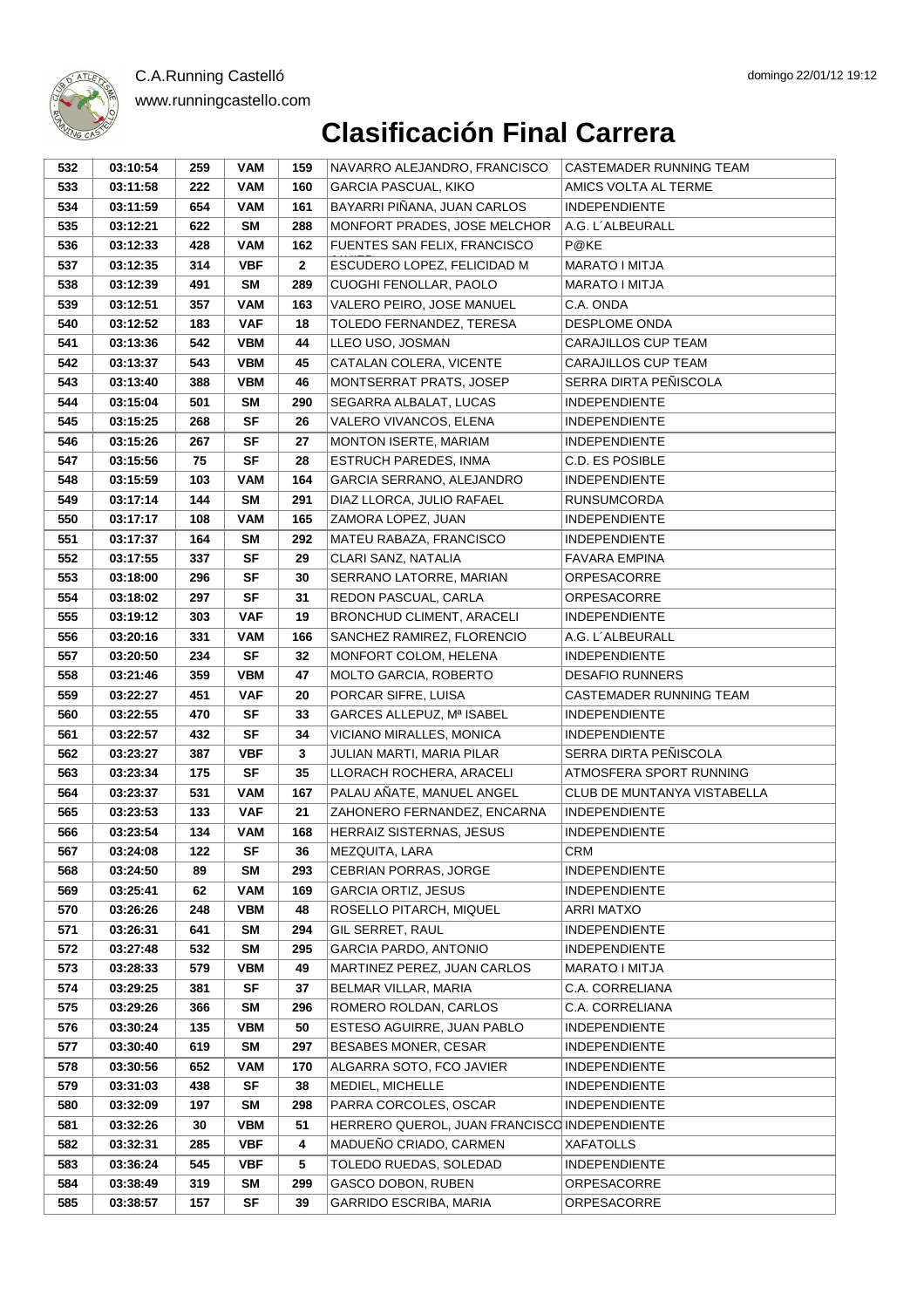C.A.Running Castelló

www.runningcastello.com

# Clasificación Final Carrera

| | | | | | | |
|---|---|---|---|---|---|---|
| 532 | 03:10:54 | 259 | VAM | 159 | NAVARRO ALEJANDRO, FRANCISCO | CASTEMADER RUNNING TEAM |
| 533 | 03:11:58 | 222 | VAM | 160 | GARCIA PASCUAL, KIKO | AMICS VOLTA AL TERME |
| 534 | 03:11:59 | 654 | VAM | 161 | BAYARRI PIÑANA, JUAN CARLOS | INDEPENDIENTE |
| 535 | 03:12:21 | 622 | SM | 288 | MONFORT PRADES, JOSE MELCHOR | A.G. L´ALBEURALL |
| 536 | 03:12:33 | 428 | VAM | 162 | FUENTES SAN FELIX, FRANCISCO | P@KE |
| 537 | 03:12:35 | 314 | VBF | 2 | ESCUDERO LOPEZ, FELICIDAD M | MARATO I MITJA |
| 538 | 03:12:39 | 491 | SM | 289 | CUOGHI FENOLLAR, PAOLO | MARATO I MITJA |
| 539 | 03:12:51 | 357 | VAM | 163 | VALERO PEIRO, JOSE MANUEL | C.A. ONDA |
| 540 | 03:12:52 | 183 | VAF | 18 | TOLEDO FERNANDEZ, TERESA | DESPLOME ONDA |
| 541 | 03:13:36 | 542 | VBM | 44 | LLEO USO, JOSMAN | CARAJILLOS CUP TEAM |
| 542 | 03:13:37 | 543 | VBM | 45 | CATALAN COLERA, VICENTE | CARAJILLOS CUP TEAM |
| 543 | 03:13:40 | 388 | VBM | 46 | MONTSERRAT PRATS, JOSEP | SERRA DIRTA PEÑISCOLA |
| 544 | 03:15:04 | 501 | SM | 290 | SEGARRA ALBALAT, LUCAS | INDEPENDIENTE |
| 545 | 03:15:25 | 268 | SF | 26 | VALERO VIVANCOS, ELENA | INDEPENDIENTE |
| 546 | 03:15:26 | 267 | SF | 27 | MONTON ISERTE, MARIAM | INDEPENDIENTE |
| 547 | 03:15:56 | 75 | SF | 28 | ESTRUCH PAREDES, INMA | C.D. ES POSIBLE |
| 548 | 03:15:59 | 103 | VAM | 164 | GARCIA SERRANO, ALEJANDRO | INDEPENDIENTE |
| 549 | 03:17:14 | 144 | SM | 291 | DIAZ LLORCA, JULIO RAFAEL | RUNSUMCORDA |
| 550 | 03:17:17 | 108 | VAM | 165 | ZAMORA LOPEZ, JUAN | INDEPENDIENTE |
| 551 | 03:17:37 | 164 | SM | 292 | MATEU RABAZA, FRANCISCO | INDEPENDIENTE |
| 552 | 03:17:55 | 337 | SF | 29 | CLARI SANZ, NATALIA | FAVARA EMPINA |
| 553 | 03:18:00 | 296 | SF | 30 | SERRANO LATORRE, MARIAN | ORPESACORRE |
| 554 | 03:18:02 | 297 | SF | 31 | REDON PASCUAL, CARLA | ORPESACORRE |
| 555 | 03:19:12 | 303 | VAF | 19 | BRONCHUD CLIMENT, ARACELI | INDEPENDIENTE |
| 556 | 03:20:16 | 331 | VAM | 166 | SANCHEZ RAMIREZ, FLORENCIO | A.G. L´ALBEURALL |
| 557 | 03:20:50 | 234 | SF | 32 | MONFORT COLOM, HELENA | INDEPENDIENTE |
| 558 | 03:21:46 | 359 | VBM | 47 | MOLTO GARCIA, ROBERTO | DESAFIO RUNNERS |
| 559 | 03:22:27 | 451 | VAF | 20 | PORCAR SIFRE, LUISA | CASTEMADER RUNNING TEAM |
| 560 | 03:22:55 | 470 | SF | 33 | GARCES ALLEPUZ, Mª ISABEL | INDEPENDIENTE |
| 561 | 03:22:57 | 432 | SF | 34 | VICIANO MIRALLES, MONICA | INDEPENDIENTE |
| 562 | 03:23:27 | 387 | VBF | 3 | JULIAN MARTI, MARIA PILAR | SERRA DIRTA PEÑISCOLA |
| 563 | 03:23:34 | 175 | SF | 35 | LLORACH ROCHERA, ARACELI | ATMOSFERA SPORT RUNNING |
| 564 | 03:23:37 | 531 | VAM | 167 | PALAU AÑATE, MANUEL ANGEL | CLUB DE MUNTANYA VISTABELLA |
| 565 | 03:23:53 | 133 | VAF | 21 | ZAHONERO FERNANDEZ, ENCARNA | INDEPENDIENTE |
| 566 | 03:23:54 | 134 | VAM | 168 | HERRAIZ SISTERNAS, JESUS | INDEPENDIENTE |
| 567 | 03:24:08 | 122 | SF | 36 | MEZQUITA, LARA | CRM |
| 568 | 03:24:50 | 89 | SM | 293 | CEBRIAN PORRAS, JORGE | INDEPENDIENTE |
| 569 | 03:25:41 | 62 | VAM | 169 | GARCIA ORTIZ, JESUS | INDEPENDIENTE |
| 570 | 03:26:26 | 248 | VBM | 48 | ROSELLO PITARCH, MIQUEL | ARRI MATXO |
| 571 | 03:26:31 | 641 | SM | 294 | GIL SERRET, RAUL | INDEPENDIENTE |
| 572 | 03:27:48 | 532 | SM | 295 | GARCIA PARDO, ANTONIO | INDEPENDIENTE |
| 573 | 03:28:33 | 579 | VBM | 49 | MARTINEZ PEREZ, JUAN CARLOS | MARATO I MITJA |
| 574 | 03:29:25 | 381 | SF | 37 | BELMAR VILLAR, MARIA | C.A. CORRELIANA |
| 575 | 03:29:26 | 366 | SM | 296 | ROMERO ROLDAN, CARLOS | C.A. CORRELIANA |
| 576 | 03:30:24 | 135 | VBM | 50 | ESTESO AGUIRRE, JUAN PABLO | INDEPENDIENTE |
| 577 | 03:30:40 | 619 | SM | 297 | BESABES MONER, CESAR | INDEPENDIENTE |
| 578 | 03:30:56 | 652 | VAM | 170 | ALGARRA SOTO, FCO JAVIER | INDEPENDIENTE |
| 579 | 03:31:03 | 438 | SF | 38 | MEDIEL, MICHELLE | INDEPENDIENTE |
| 580 | 03:32:09 | 197 | SM | 298 | PARRA CORCOLES, OSCAR | INDEPENDIENTE |
| 581 | 03:32:26 | 30 | VBM | 51 | HERRERO QUEROL, JUAN FRANCISCO | INDEPENDIENTE |
| 582 | 03:32:31 | 285 | VBF | 4 | MADUEÑO CRIADO, CARMEN | XAFATOLLS |
| 583 | 03:36:24 | 545 | VBF | 5 | TOLEDO RUEDAS, SOLEDAD | INDEPENDIENTE |
| 584 | 03:38:49 | 319 | SM | 299 | GASCO DOBON, RUBEN | ORPESACORRE |
| 585 | 03:38:57 | 157 | SF | 39 | GARRIDO ESCRIBA, MARIA | ORPESACORRE |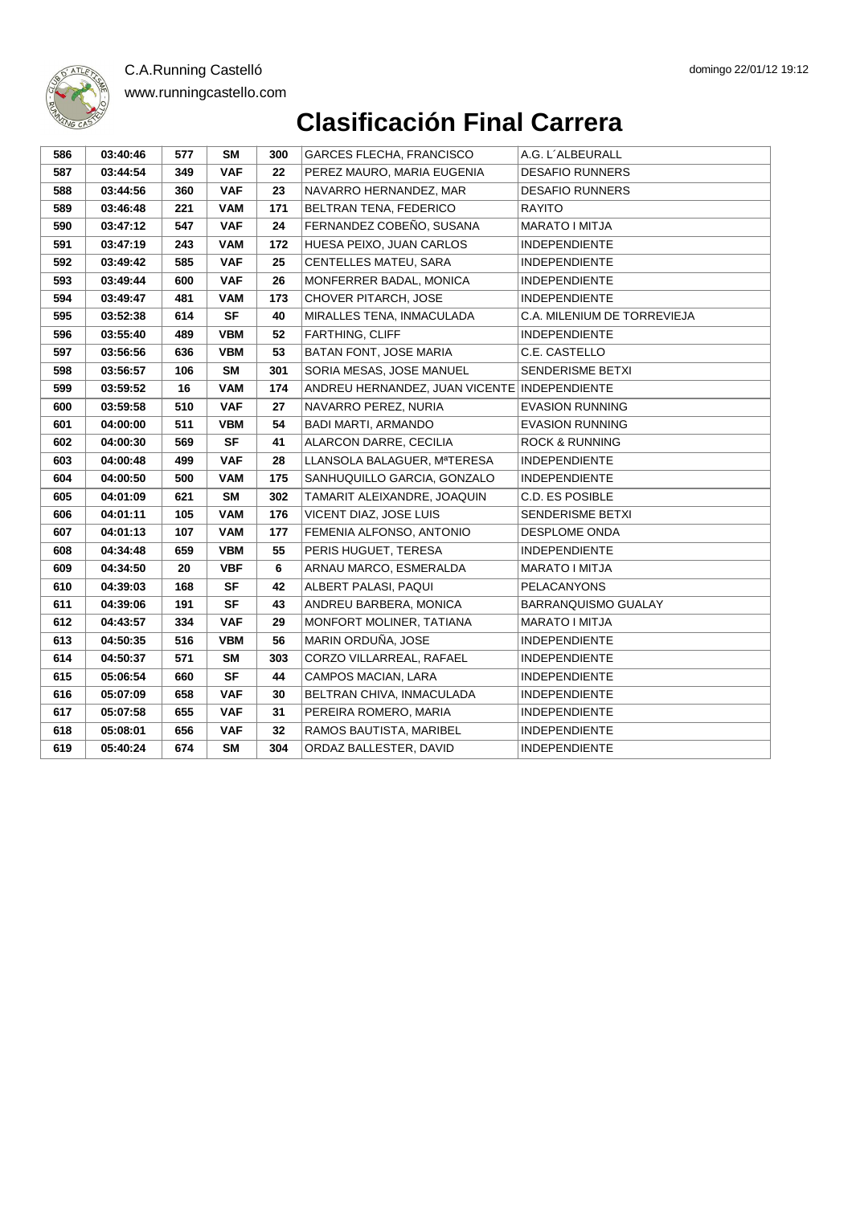C.A.Running Castelló
www.runningcastello.com

# Clasificación Final Carrera

| | | | | | | |
|---|---|---|---|---|---|---|
| 586 | 03:40:46 | 577 | SM | 300 | GARCES FLECHA, FRANCISCO | A.G. L´ALBEURALL |
| 587 | 03:44:54 | 349 | VAF | 22 | PEREZ MAURO, MARIA EUGENIA | DESAFIO RUNNERS |
| 588 | 03:44:56 | 360 | VAF | 23 | NAVARRO HERNANDEZ, MAR | DESAFIO RUNNERS |
| 589 | 03:46:48 | 221 | VAM | 171 | BELTRAN TENA, FEDERICO | RAYITO |
| 590 | 03:47:12 | 547 | VAF | 24 | FERNANDEZ COBEÑO, SUSANA | MARATO I MITJA |
| 591 | 03:47:19 | 243 | VAM | 172 | HUESA PEIXO, JUAN CARLOS | INDEPENDIENTE |
| 592 | 03:49:42 | 585 | VAF | 25 | CENTELLES MATEU, SARA | INDEPENDIENTE |
| 593 | 03:49:44 | 600 | VAF | 26 | MONFERRER BADAL, MONICA | INDEPENDIENTE |
| 594 | 03:49:47 | 481 | VAM | 173 | CHOVER PITARCH, JOSE | INDEPENDIENTE |
| 595 | 03:52:38 | 614 | SF | 40 | MIRALLES TENA, INMACULADA | C.A. MILENIUM DE TORREVIEJA |
| 596 | 03:55:40 | 489 | VBM | 52 | FARTHING, CLIFF | INDEPENDIENTE |
| 597 | 03:56:56 | 636 | VBM | 53 | BATAN FONT, JOSE MARIA | C.E. CASTELLO |
| 598 | 03:56:57 | 106 | SM | 301 | SORIA MESAS, JOSE MANUEL | SENDERISME BETXI |
| 599 | 03:59:52 | 16 | VAM | 174 | ANDREU HERNANDEZ, JUAN VICENTE | INDEPENDIENTE |
| 600 | 03:59:58 | 510 | VAF | 27 | NAVARRO PEREZ, NURIA | EVASION RUNNING |
| 601 | 04:00:00 | 511 | VBM | 54 | BADI MARTI, ARMANDO | EVASION RUNNING |
| 602 | 04:00:30 | 569 | SF | 41 | ALARCON DARRE, CECILIA | ROCK & RUNNING |
| 603 | 04:00:48 | 499 | VAF | 28 | LLANSOLA BALAGUER, MªTERESA | INDEPENDIENTE |
| 604 | 04:00:50 | 500 | VAM | 175 | SANHUQUILLO GARCIA, GONZALO | INDEPENDIENTE |
| 605 | 04:01:09 | 621 | SM | 302 | TAMARIT ALEIXANDRE, JOAQUIN | C.D. ES POSIBLE |
| 606 | 04:01:11 | 105 | VAM | 176 | VICENT DIAZ, JOSE LUIS | SENDERISME BETXI |
| 607 | 04:01:13 | 107 | VAM | 177 | FEMENIA ALFONSO, ANTONIO | DESPLOME ONDA |
| 608 | 04:34:48 | 659 | VBM | 55 | PERIS HUGUET, TERESA | INDEPENDIENTE |
| 609 | 04:34:50 | 20 | VBF | 6 | ARNAU MARCO, ESMERALDA | MARATO I MITJA |
| 610 | 04:39:03 | 168 | SF | 42 | ALBERT PALASI, PAQUI | PELACANYONS |
| 611 | 04:39:06 | 191 | SF | 43 | ANDREU BARBERA, MONICA | BARRANQUISMO GUALAY |
| 612 | 04:43:57 | 334 | VAF | 29 | MONFORT MOLINER, TATIANA | MARATO I MITJA |
| 613 | 04:50:35 | 516 | VBM | 56 | MARIN ORDUÑA, JOSE | INDEPENDIENTE |
| 614 | 04:50:37 | 571 | SM | 303 | CORZO VILLARREAL, RAFAEL | INDEPENDIENTE |
| 615 | 05:06:54 | 660 | SF | 44 | CAMPOS MACIAN, LARA | INDEPENDIENTE |
| 616 | 05:07:09 | 658 | VAF | 30 | BELTRAN CHIVA, INMACULADA | INDEPENDIENTE |
| 617 | 05:07:58 | 655 | VAF | 31 | PEREIRA ROMERO, MARIA | INDEPENDIENTE |
| 618 | 05:08:01 | 656 | VAF | 32 | RAMOS BAUTISTA, MARIBEL | INDEPENDIENTE |
| 619 | 05:40:24 | 674 | SM | 304 | ORDAZ BALLESTER, DAVID | INDEPENDIENTE |